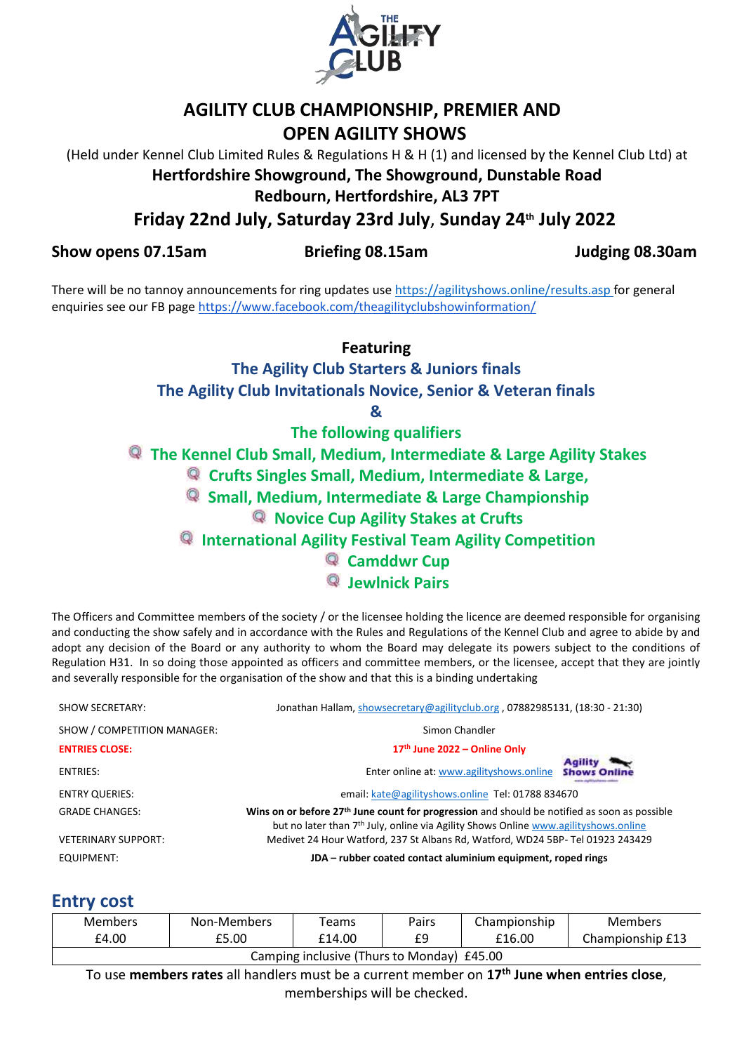# AGILITY CLUB CHAMPIONSHIP, PREMIER AND OPEN AGILITY SHOWS

(Held under Kennel Club Limited Rules & Regulations H & H (1) and licensed by the Kennel Club Ltd) at

**Hertfordshire Showground, The Showground, Dunstable Road**

**Redbourn, Hertfordshire, AL3 7PT**

## Friday 22nd July, Saturday 23rd July, Sunday 24th July 2022

**Show opens 07.15am** **Briefing 08.15am** **Judging 08.30am**

There will be no tannoy announcements for ring updates use https://agilityshows.online/results.asp for general enquiries see our FB page https://www.facebook.com/theagilityclubshowinformation/

**Featuring**

**The Agility Club Starters & Juniors finals**

**The Agility Club Invitationals Novice, Senior & Veteran finals**

**&**

**The following qualifiers**

- **The Kennel Club Small, Medium, Intermediate & Large Agility Stakes**
- **Crufts Singles Small, Medium, Intermediate & Large,**
- **Small, Medium, Intermediate & Large Championship**
- **Novice Cup Agility Stakes at Crufts**
- **International Agility Festival Team Agility Competition**
- **Camddwr Cup**
- **Jewlnick Pairs**

The Officers and Committee members of the society / or the licensee holding the licence are deemed responsible for organising and conducting the show safely and in accordance with the Rules and Regulations of the Kennel Club and agree to abide by and adopt any decision of the Board or any authority to whom the Board may delegate its powers subject to the conditions of Regulation H31. In so doing those appointed as officers and committee members, or the licensee, accept that they are jointly and severally responsible for the organisation of the show and that this is a binding undertaking

| | |
|---|---|
| SHOW SECRETARY: | Jonathan Hallam, showsecretary@agilityclub.org , 07882985131, (18:30 - 21:30) |
| SHOW / COMPETITION MANAGER: | Simon Chandler |
| **ENTRIES CLOSE:** | **17th June 2022 – Online Only** |
| ENTRIES: | Enter online at: www.agilityshows.online |
| ENTRY QUERIES: | email: kate@agilityshows.online Tel: 01788 834670 |
| GRADE CHANGES: | **Wins on or before 27th June count for progression** and should be notified as soon as possible but no later than 7th July, online via Agility Shows Online www.agilityshows.online |
| VETERINARY SUPPORT: | Medivet 24 Hour Watford, 237 St Albans Rd, Watford, WD24 5BP- Tel 01923 243429 |
| EQUIPMENT: | **JDA – rubber coated contact aluminium equipment, roped rings** |

## Entry cost

| Members | Non-Members | Teams | Pairs | Championship | Members Championship £13 |
|---|---|---|---|---|---|
| £4.00 | £5.00 | £14.00 | £9 | £16.00 | |
| Camping inclusive (Thurs to Monday) £45.00 | | | | | |

To use **members rates** all handlers must be a current member on **17th June when entries close**, memberships will be checked.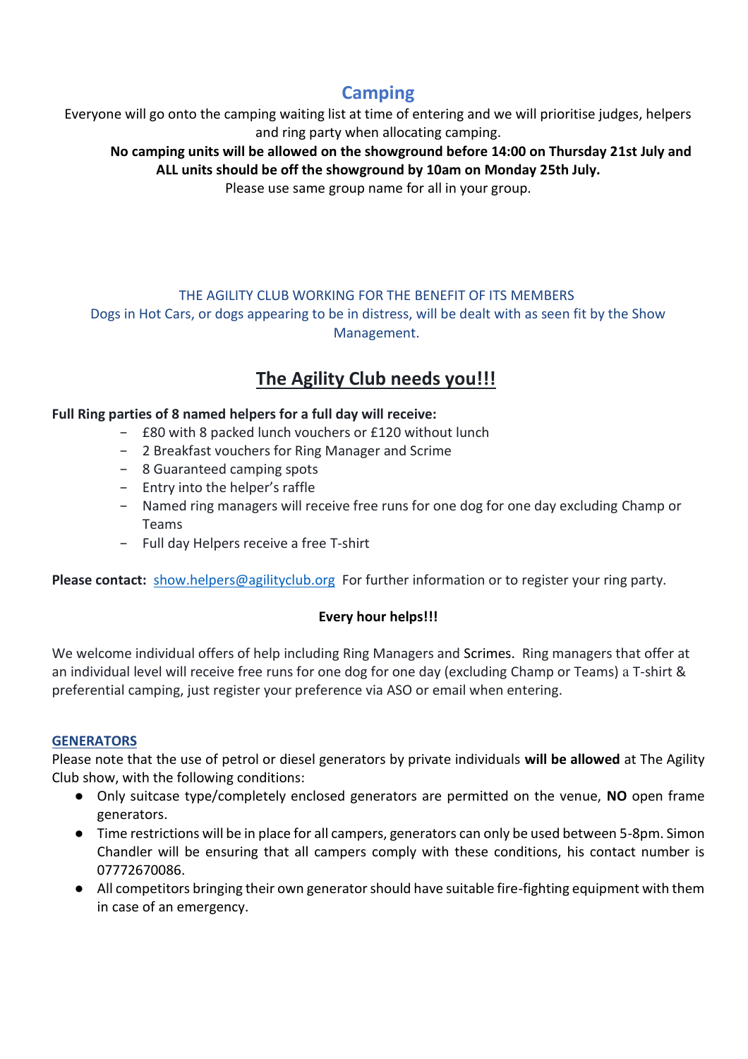## Camping

Everyone will go onto the camping waiting list at time of entering and we will prioritise judges, helpers and ring party when allocating camping.

**No camping units will be allowed on the showground before 14:00 on Thursday 21st July and ALL units should be off the showground by 10am on Monday 25th July.**

Please use same group name for all in your group.

THE AGILITY CLUB WORKING FOR THE BENEFIT OF ITS MEMBERS

Dogs in Hot Cars, or dogs appearing to be in distress, will be dealt with as seen fit by the Show Management.

## The Agility Club needs you!!!

**Full Ring parties of 8 named helpers for a full day will receive:**

- £80 with 8 packed lunch vouchers or £120 without lunch
- 2 Breakfast vouchers for Ring Manager and Scrime
- 8 Guaranteed camping spots
- Entry into the helper's raffle
- Named ring managers will receive free runs for one dog for one day excluding Champ or Teams
- Full day Helpers receive a free T-shirt

**Please contact:** show.helpers@agilityclub.org For further information or to register your ring party.

**Every hour helps!!!**

We welcome individual offers of help including Ring Managers and Scrimes. Ring managers that offer at an individual level will receive free runs for one dog for one day (excluding Champ or Teams) a T-shirt & preferential camping, just register your preference via ASO or email when entering.

### GENERATORS

Please note that the use of petrol or diesel generators by private individuals **will be allowed** at The Agility Club show, with the following conditions:

- Only suitcase type/completely enclosed generators are permitted on the venue, **NO** open frame generators.
- Time restrictions will be in place for all campers, generators can only be used between 5-8pm. Simon Chandler will be ensuring that all campers comply with these conditions, his contact number is 07772670086.
- All competitors bringing their own generator should have suitable fire-fighting equipment with them in case of an emergency.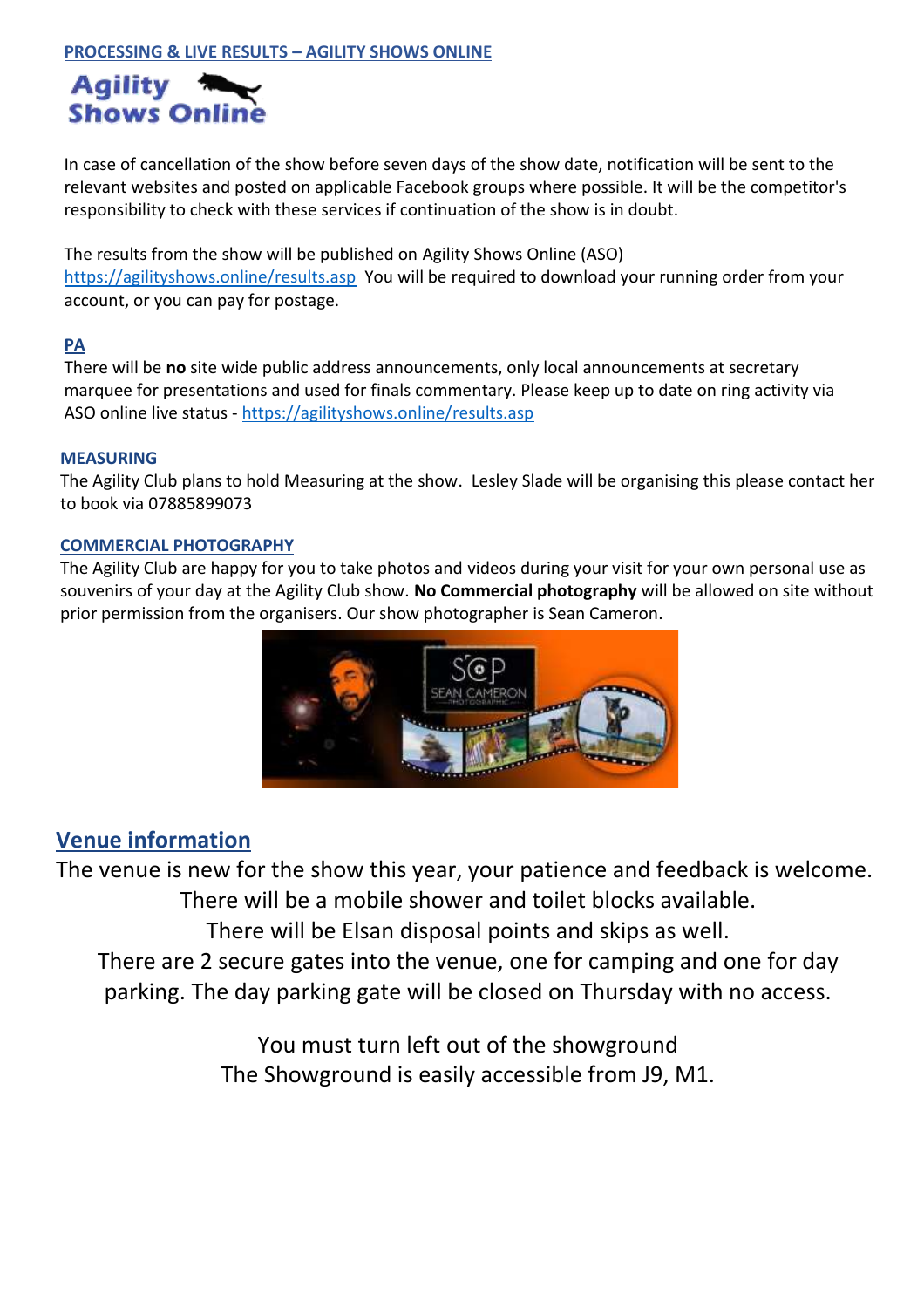## PROCESSING & LIVE RESULTS – AGILITY SHOWS ONLINE

In case of cancellation of the show before seven days of the show date, notification will be sent to the relevant websites and posted on applicable Facebook groups where possible. It will be the competitor's responsibility to check with these services if continuation of the show is in doubt.

The results from the show will be published on Agility Shows Online (ASO) https://agilityshows.online/results.asp You will be required to download your running order from your account, or you can pay for postage.

## PA

There will be **no** site wide public address announcements, only local announcements at secretary marquee for presentations and used for finals commentary. Please keep up to date on ring activity via ASO online live status - https://agilityshows.online/results.asp

## MEASURING

The Agility Club plans to hold Measuring at the show. Lesley Slade will be organising this please contact her to book via 07885899073

## COMMERCIAL PHOTOGRAPHY

The Agility Club are happy for you to take photos and videos during your visit for your own personal use as souvenirs of your day at the Agility Club show. **No Commercial photography** will be allowed on site without prior permission from the organisers. Our show photographer is Sean Cameron.

## Venue information

The venue is new for the show this year, your patience and feedback is welcome.
There will be a mobile shower and toilet blocks available.
There will be Elsan disposal points and skips as well.
There are 2 secure gates into the venue, one for camping and one for day parking. The day parking gate will be closed on Thursday with no access.

You must turn left out of the showground
The Showground is easily accessible from J9, M1.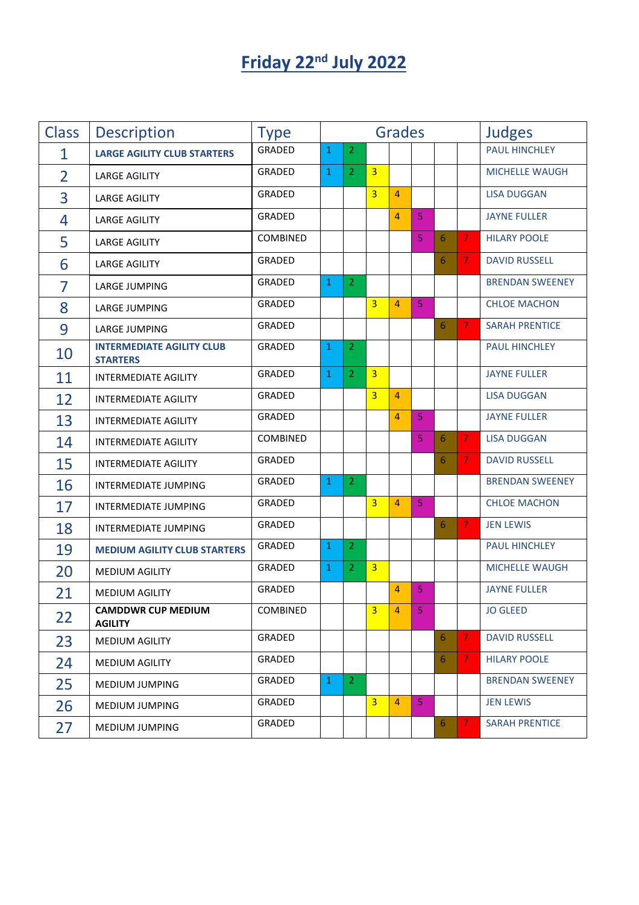# Friday 22nd July 2022

| Class | Description | Type | Grades | | | | | | | Judges |
|---|---|---|---|---|---|---|---|---|---|---|
| 1 | **LARGE AGILITY CLUB STARTERS** | GRADED | 1 | 2 | | | | | | PAUL HINCHLEY |
| 2 | LARGE AGILITY | GRADED | 1 | 2 | 3 | | | | | MICHELLE WAUGH |
| 3 | LARGE AGILITY | GRADED | | | 3 | 4 | | | | LISA DUGGAN |
| 4 | LARGE AGILITY | GRADED | | | | 4 | 5 | | | JAYNE FULLER |
| 5 | LARGE AGILITY | COMBINED | | | | | 5 | 6 | 7 | HILARY POOLE |
| 6 | LARGE AGILITY | GRADED | | | | | | 6 | 7 | DAVID RUSSELL |
| 7 | LARGE JUMPING | GRADED | 1 | 2 | | | | | | BRENDAN SWEENEY |
| 8 | LARGE JUMPING | GRADED | | | 3 | 4 | 5 | | | CHLOE MACHON |
| 9 | LARGE JUMPING | GRADED | | | | | | 6 | 7 | SARAH PRENTICE |
| 10 | **INTERMEDIATE AGILITY CLUB STARTERS** | GRADED | 1 | 2 | | | | | | PAUL HINCHLEY |
| 11 | INTERMEDIATE AGILITY | GRADED | 1 | 2 | 3 | | | | | JAYNE FULLER |
| 12 | INTERMEDIATE AGILITY | GRADED | | | 3 | 4 | | | | LISA DUGGAN |
| 13 | INTERMEDIATE AGILITY | GRADED | | | | 4 | 5 | | | JAYNE FULLER |
| 14 | INTERMEDIATE AGILITY | COMBINED | | | | | 5 | 6 | 7 | LISA DUGGAN |
| 15 | INTERMEDIATE AGILITY | GRADED | | | | | | 6 | 7 | DAVID RUSSELL |
| 16 | INTERMEDIATE JUMPING | GRADED | 1 | 2 | | | | | | BRENDAN SWEENEY |
| 17 | INTERMEDIATE JUMPING | GRADED | | | 3 | 4 | 5 | | | CHLOE MACHON |
| 18 | INTERMEDIATE JUMPING | GRADED | | | | | | 6 | 7 | JEN LEWIS |
| 19 | **MEDIUM AGILITY CLUB STARTERS** | GRADED | 1 | 2 | | | | | | PAUL HINCHLEY |
| 20 | MEDIUM AGILITY | GRADED | 1 | 2 | 3 | | | | | MICHELLE WAUGH |
| 21 | MEDIUM AGILITY | GRADED | | | | 4 | 5 | | | JAYNE FULLER |
| 22 | **CAMDDWR CUP MEDIUM AGILITY** | COMBINED | | | 3 | 4 | 5 | | | JO GLEED |
| 23 | MEDIUM AGILITY | GRADED | | | | | | 6 | 7 | DAVID RUSSELL |
| 24 | MEDIUM AGILITY | GRADED | | | | | | 6 | 7 | HILARY POOLE |
| 25 | MEDIUM JUMPING | GRADED | 1 | 2 | | | | | | BRENDAN SWEENEY |
| 26 | MEDIUM JUMPING | GRADED | | | 3 | 4 | 5 | | | JEN LEWIS |
| 27 | MEDIUM JUMPING | GRADED | | | | | | 6 | 7 | SARAH PRENTICE |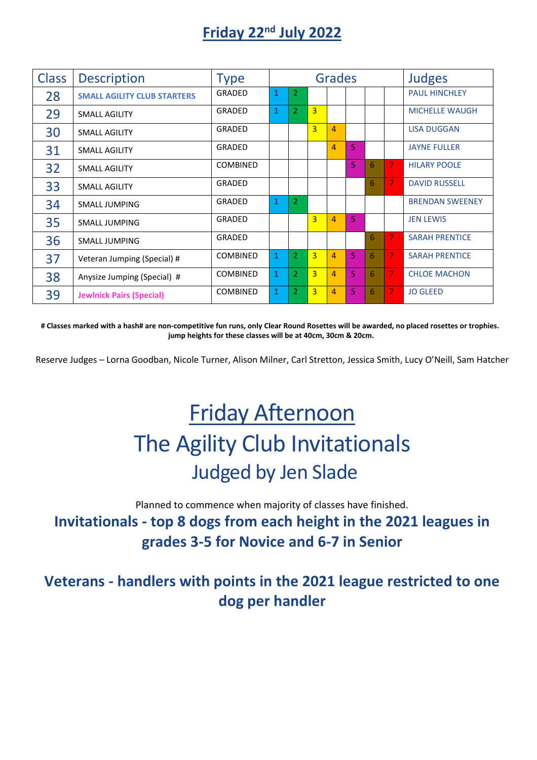## Friday 22nd July 2022

| Class | Description | Type | Grades | | | | | | | Judges |
|---|---|---|---|---|---|---|---|---|---|---|
| 28 | **SMALL AGILITY CLUB STARTERS** | GRADED | 1 | 2 | | | | | | PAUL HINCHLEY |
| 29 | SMALL AGILITY | GRADED | 1 | 2 | 3 | | | | | MICHELLE WAUGH |
| 30 | SMALL AGILITY | GRADED | | | 3 | 4 | | | | LISA DUGGAN |
| 31 | SMALL AGILITY | GRADED | | | | 4 | 5 | | | JAYNE FULLER |
| 32 | SMALL AGILITY | COMBINED | | | | | 5 | 6 | 7 | HILARY POOLE |
| 33 | SMALL AGILITY | GRADED | | | | | | 6 | 7 | DAVID RUSSELL |
| 34 | SMALL JUMPING | GRADED | 1 | 2 | | | | | | BRENDAN SWEENEY |
| 35 | SMALL JUMPING | GRADED | | | 3 | 4 | 5 | | | JEN LEWIS |
| 36 | SMALL JUMPING | GRADED | | | | | | 6 | 7 | SARAH PRENTICE |
| 37 | Veteran Jumping (Special) # | COMBINED | 1 | 2 | 3 | 4 | 5 | 6 | 7 | SARAH PRENTICE |
| 38 | Anysize Jumping (Special) # | COMBINED | 1 | 2 | 3 | 4 | 5 | 6 | 7 | CHLOE MACHON |
| 39 | **Jewlnick Pairs (Special)** | COMBINED | 1 | 2 | 3 | 4 | 5 | 6 | 7 | JO GLEED |

**# Classes marked with a hash# are non-competitive fun runs, only Clear Round Rosettes will be awarded, no placed rosettes or trophies. jump heights for these classes will be at 40cm, 30cm & 20cm.**

Reserve Judges – Lorna Goodban, Nicole Turner, Alison Milner, Carl Stretton, Jessica Smith, Lucy O'Neill, Sam Hatcher

# Friday Afternoon

# The Agility Club Invitationals

## Judged by Jen Slade

Planned to commence when majority of classes have finished.

**Invitationals - top 8 dogs from each height in the 2021 leagues in grades 3-5 for Novice and 6-7 in Senior**

**Veterans - handlers with points in the 2021 league restricted to one dog per handler**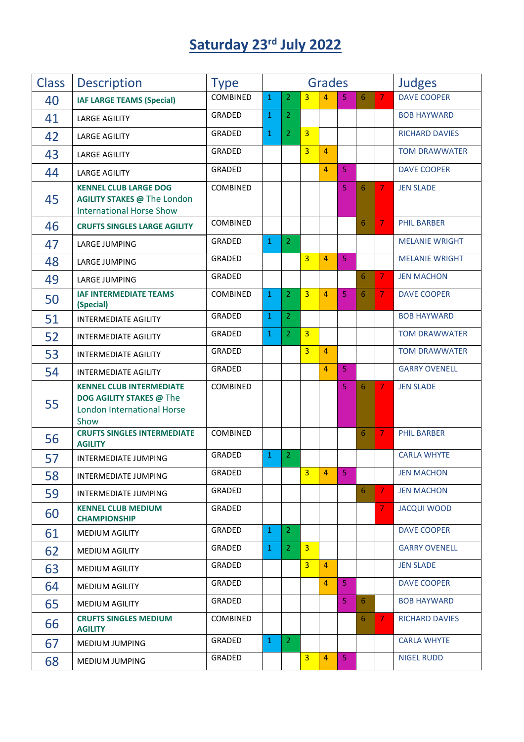# Saturday 23rd July 2022

| Class | Description | Type | Grades | | | | | | | Judges |
|---|---|---|---|---|---|---|---|---|---|---|
| 40 | **IAF LARGE TEAMS (Special)** | COMBINED | 1 | 2 | 3 | 4 | 5 | 6 | 7 | DAVE COOPER |
| 41 | LARGE AGILITY | GRADED | 1 | 2 | | | | | | BOB HAYWARD |
| 42 | LARGE AGILITY | GRADED | 1 | 2 | 3 | | | | | RICHARD DAVIES |
| 43 | LARGE AGILITY | GRADED | | | 3 | 4 | | | | TOM DRAWWATER |
| 44 | LARGE AGILITY | GRADED | | | | 4 | 5 | | | DAVE COOPER |
| 45 | **KENNEL CLUB LARGE DOG AGILITY STAKES @** The London International Horse Show | COMBINED | | | | | 5 | 6 | 7 | JEN SLADE |
| 46 | **CRUFTS SINGLES LARGE AGILITY** | COMBINED | | | | | | 6 | 7 | PHIL BARBER |
| 47 | LARGE JUMPING | GRADED | 1 | 2 | | | | | | MELANIE WRIGHT |
| 48 | LARGE JUMPING | GRADED | | | 3 | 4 | 5 | | | MELANIE WRIGHT |
| 49 | LARGE JUMPING | GRADED | | | | | | 6 | 7 | JEN MACHON |
| 50 | **IAF INTERMEDIATE TEAMS (Special)** | COMBINED | 1 | 2 | 3 | 4 | 5 | 6 | 7 | DAVE COOPER |
| 51 | INTERMEDIATE AGILITY | GRADED | 1 | 2 | | | | | | BOB HAYWARD |
| 52 | INTERMEDIATE AGILITY | GRADED | 1 | 2 | 3 | | | | | TOM DRAWWATER |
| 53 | INTERMEDIATE AGILITY | GRADED | | | 3 | 4 | | | | TOM DRAWWATER |
| 54 | INTERMEDIATE AGILITY | GRADED | | | | 4 | 5 | | | GARRY OVENELL |
| 55 | **KENNEL CLUB INTERMEDIATE DOG AGILITY STAKES @** The London International Horse Show | COMBINED | | | | | 5 | 6 | 7 | JEN SLADE |
| 56 | **CRUFTS SINGLES INTERMEDIATE AGILITY** | COMBINED | | | | | | 6 | 7 | PHIL BARBER |
| 57 | INTERMEDIATE JUMPING | GRADED | 1 | 2 | | | | | | CARLA WHYTE |
| 58 | INTERMEDIATE JUMPING | GRADED | | | 3 | 4 | 5 | | | JEN MACHON |
| 59 | INTERMEDIATE JUMPING | GRADED | | | | | | 6 | 7 | JEN MACHON |
| 60 | **KENNEL CLUB MEDIUM CHAMPIONSHIP** | GRADED | | | | | | | 7 | JACQUI WOOD |
| 61 | MEDIUM AGILITY | GRADED | 1 | 2 | | | | | | DAVE COOPER |
| 62 | MEDIUM AGILITY | GRADED | 1 | 2 | 3 | | | | | GARRY OVENELL |
| 63 | MEDIUM AGILITY | GRADED | | | 3 | 4 | | | | JEN SLADE |
| 64 | MEDIUM AGILITY | GRADED | | | | 4 | 5 | | | DAVE COOPER |
| 65 | MEDIUM AGILITY | GRADED | | | | | 5 | 6 | | BOB HAYWARD |
| 66 | **CRUFTS SINGLES MEDIUM AGILITY** | COMBINED | | | | | | 6 | 7 | RICHARD DAVIES |
| 67 | MEDIUM JUMPING | GRADED | 1 | 2 | | | | | | CARLA WHYTE |
| 68 | MEDIUM JUMPING | GRADED | | | 3 | 4 | 5 | | | NIGEL RUDD |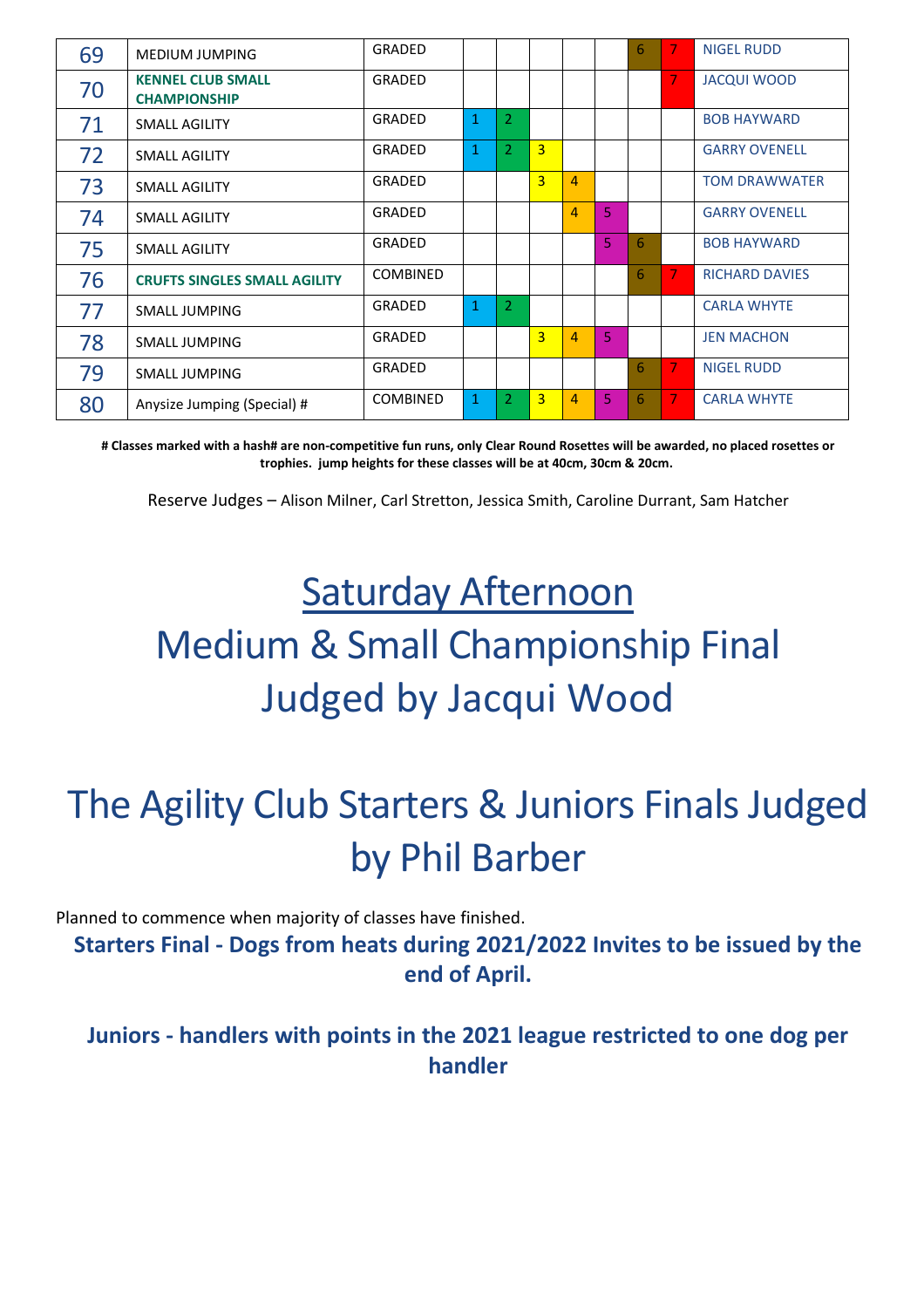| 69 | MEDIUM JUMPING | GRADED | | | | | | 6 | 7 | NIGEL RUDD |
|---|---|---|---|---|---|---|---|---|---|---|
| 70 | **KENNEL CLUB SMALL CHAMPIONSHIP** | GRADED | | | | | | | 7 | JACQUI WOOD |
| 71 | SMALL AGILITY | GRADED | 1 | 2 | | | | | | BOB HAYWARD |
| 72 | SMALL AGILITY | GRADED | 1 | 2 | 3 | | | | | GARRY OVENELL |
| 73 | SMALL AGILITY | GRADED | | | 3 | 4 | | | | TOM DRAWWATER |
| 74 | SMALL AGILITY | GRADED | | | | 4 | 5 | | | GARRY OVENELL |
| 75 | SMALL AGILITY | GRADED | | | | | 5 | 6 | | BOB HAYWARD |
| 76 | **CRUFTS SINGLES SMALL AGILITY** | COMBINED | | | | | | 6 | 7 | RICHARD DAVIES |
| 77 | SMALL JUMPING | GRADED | 1 | 2 | | | | | | CARLA WHYTE |
| 78 | SMALL JUMPING | GRADED | | | 3 | 4 | 5 | | | JEN MACHON |
| 79 | SMALL JUMPING | GRADED | | | | | | 6 | 7 | NIGEL RUDD |
| 80 | Anysize Jumping (Special) # | COMBINED | 1 | 2 | 3 | 4 | 5 | 6 | 7 | CARLA WHYTE |

**# Classes marked with a hash# are non-competitive fun runs, only Clear Round Rosettes will be awarded, no placed rosettes or trophies. jump heights for these classes will be at 40cm, 30cm & 20cm.**

Reserve Judges – Alison Milner, Carl Stretton, Jessica Smith, Caroline Durrant, Sam Hatcher

# Saturday Afternoon

# Medium & Small Championship Final Judged by Jacqui Wood

# The Agility Club Starters & Juniors Finals Judged by Phil Barber

Planned to commence when majority of classes have finished.

**Starters Final - Dogs from heats during 2021/2022 Invites to be issued by the end of April.**

**Juniors - handlers with points in the 2021 league restricted to one dog per handler**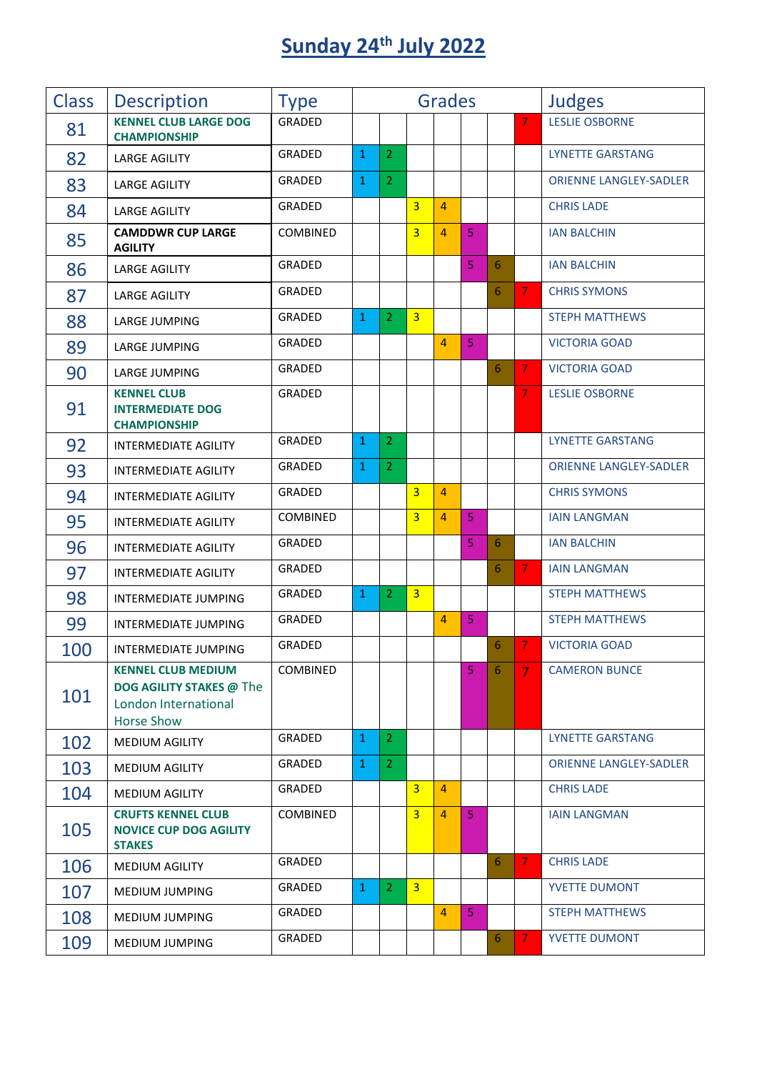# Sunday 24th July 2022

| Class | Description | Type | Grades | | | | | | | Judges |
|---|---|---|---|---|---|---|---|---|---|---|
| 81 | **KENNEL CLUB LARGE DOG CHAMPIONSHIP** | GRADED | | | | | | | 7 | LESLIE OSBORNE |
| 82 | LARGE AGILITY | GRADED | 1 | 2 | | | | | | LYNETTE GARSTANG |
| 83 | LARGE AGILITY | GRADED | 1 | 2 | | | | | | ORIENNE LANGLEY-SADLER |
| 84 | LARGE AGILITY | GRADED | | | 3 | 4 | | | | CHRIS LADE |
| 85 | **CAMDDWR CUP LARGE AGILITY** | COMBINED | | | 3 | 4 | 5 | | | IAN BALCHIN |
| 86 | LARGE AGILITY | GRADED | | | | | 5 | 6 | | IAN BALCHIN |
| 87 | LARGE AGILITY | GRADED | | | | | | 6 | 7 | CHRIS SYMONS |
| 88 | LARGE JUMPING | GRADED | 1 | 2 | 3 | | | | | STEPH MATTHEWS |
| 89 | LARGE JUMPING | GRADED | | | | 4 | 5 | | | VICTORIA GOAD |
| 90 | LARGE JUMPING | GRADED | | | | | | 6 | 7 | VICTORIA GOAD |
| 91 | **KENNEL CLUB INTERMEDIATE DOG CHAMPIONSHIP** | GRADED | | | | | | | 7 | LESLIE OSBORNE |
| 92 | INTERMEDIATE AGILITY | GRADED | 1 | 2 | | | | | | LYNETTE GARSTANG |
| 93 | INTERMEDIATE AGILITY | GRADED | 1 | 2 | | | | | | ORIENNE LANGLEY-SADLER |
| 94 | INTERMEDIATE AGILITY | GRADED | | | 3 | 4 | | | | CHRIS SYMONS |
| 95 | INTERMEDIATE AGILITY | COMBINED | | | 3 | 4 | 5 | | | IAIN LANGMAN |
| 96 | INTERMEDIATE AGILITY | GRADED | | | | | 5 | 6 | | IAN BALCHIN |
| 97 | INTERMEDIATE AGILITY | GRADED | | | | | | 6 | 7 | IAIN LANGMAN |
| 98 | INTERMEDIATE JUMPING | GRADED | 1 | 2 | 3 | | | | | STEPH MATTHEWS |
| 99 | INTERMEDIATE JUMPING | GRADED | | | | 4 | 5 | | | STEPH MATTHEWS |
| 100 | INTERMEDIATE JUMPING | GRADED | | | | | | 6 | 7 | VICTORIA GOAD |
| 101 | **KENNEL CLUB MEDIUM DOG AGILITY STAKES @** The London International Horse Show | COMBINED | | | | | 5 | 6 | 7 | CAMERON BUNCE |
| 102 | MEDIUM AGILITY | GRADED | 1 | 2 | | | | | | LYNETTE GARSTANG |
| 103 | MEDIUM AGILITY | GRADED | 1 | 2 | | | | | | ORIENNE LANGLEY-SADLER |
| 104 | MEDIUM AGILITY | GRADED | | | 3 | 4 | | | | CHRIS LADE |
| 105 | **CRUFTS KENNEL CLUB NOVICE CUP DOG AGILITY STAKES** | COMBINED | | | 3 | 4 | 5 | | | IAIN LANGMAN |
| 106 | MEDIUM AGILITY | GRADED | | | | | | 6 | 7 | CHRIS LADE |
| 107 | MEDIUM JUMPING | GRADED | 1 | 2 | 3 | | | | | YVETTE DUMONT |
| 108 | MEDIUM JUMPING | GRADED | | | | 4 | 5 | | | STEPH MATTHEWS |
| 109 | MEDIUM JUMPING | GRADED | | | | | | 6 | 7 | YVETTE DUMONT |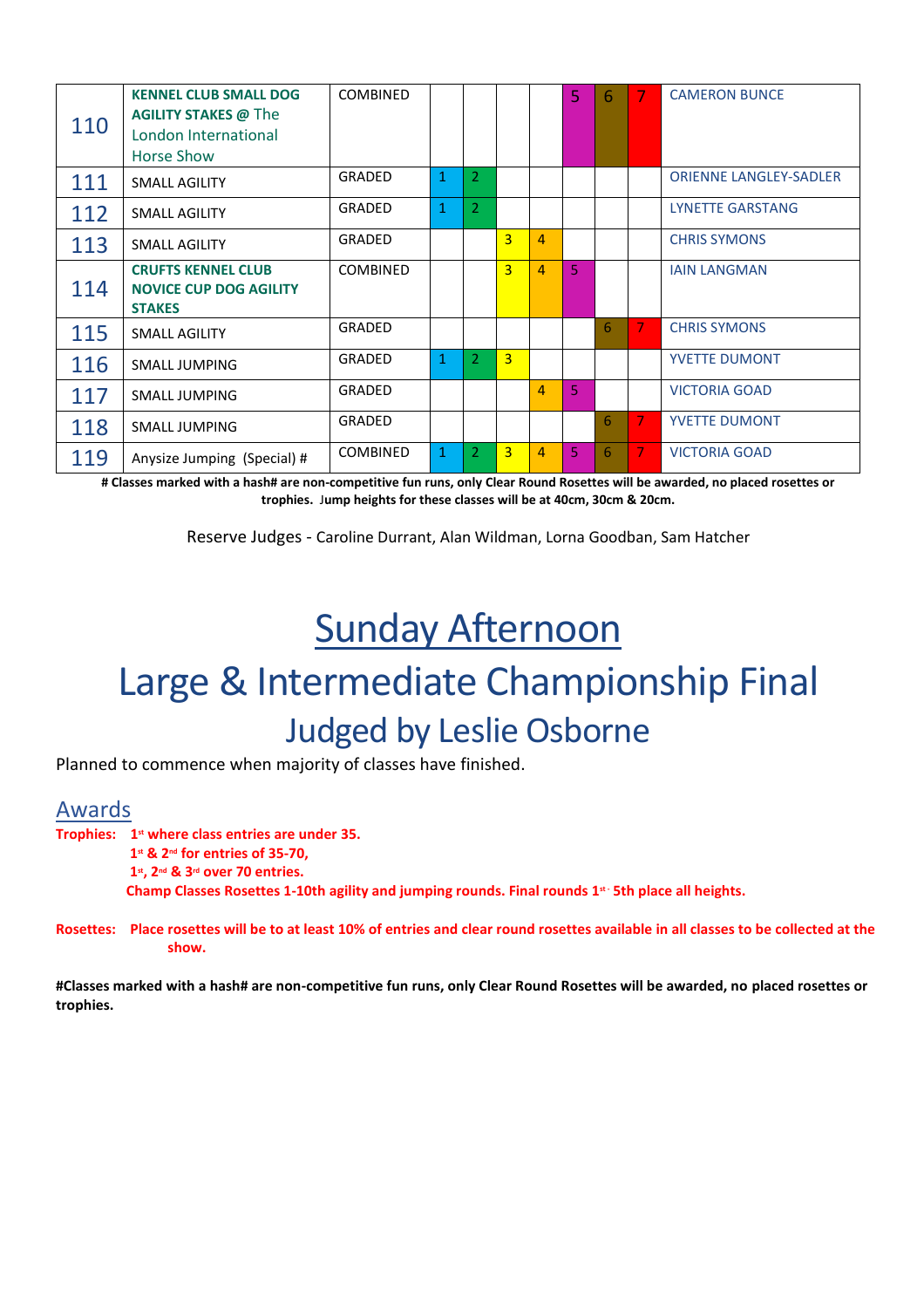| | | | | | | | | | | |
|---|---|---|---|---|---|---|---|---|---|---|
| 110 | **KENNEL CLUB SMALL DOG AGILITY STAKES @** The London International Horse Show | COMBINED | | | | | 5 | 6 | 7 | CAMERON BUNCE |
| 111 | SMALL AGILITY | GRADED | 1 | 2 | | | | | | ORIENNE LANGLEY-SADLER |
| 112 | SMALL AGILITY | GRADED | 1 | 2 | | | | | | LYNETTE GARSTANG |
| 113 | SMALL AGILITY | GRADED | | | 3 | 4 | | | | CHRIS SYMONS |
| 114 | **CRUFTS KENNEL CLUB NOVICE CUP DOG AGILITY STAKES** | COMBINED | | | 3 | 4 | 5 | | | IAIN LANGMAN |
| 115 | SMALL AGILITY | GRADED | | | | | | 6 | 7 | CHRIS SYMONS |
| 116 | SMALL JUMPING | GRADED | 1 | 2 | 3 | | | | | YVETTE DUMONT |
| 117 | SMALL JUMPING | GRADED | | | | 4 | 5 | | | VICTORIA GOAD |
| 118 | SMALL JUMPING | GRADED | | | | | | 6 | 7 | YVETTE DUMONT |
| 119 | Anysize Jumping (Special) # | COMBINED | 1 | 2 | 3 | 4 | 5 | 6 | 7 | VICTORIA GOAD |

**# Classes marked with a hash# are non-competitive fun runs, only Clear Round Rosettes will be awarded, no placed rosettes or trophies. Jump heights for these classes will be at 40cm, 30cm & 20cm.**

Reserve Judges - Caroline Durrant, Alan Wildman, Lorna Goodban, Sam Hatcher

# Sunday Afternoon

# Large & Intermediate Championship Final

## Judged by Leslie Osborne

Planned to commence when majority of classes have finished.

## Awards

**Trophies:** **1st where class entries are under 35.**
**1st & 2nd for entries of 35-70,**
**1st, 2nd & 3rd over 70 entries.**
**Champ Classes Rosettes 1-10th agility and jumping rounds. Final rounds 1st - 5th place all heights.**

**Rosettes:** **Place rosettes will be to at least 10% of entries and clear round rosettes available in all classes to be collected at the show.**

**#Classes marked with a hash# are non-competitive fun runs, only Clear Round Rosettes will be awarded, no placed rosettes or trophies.**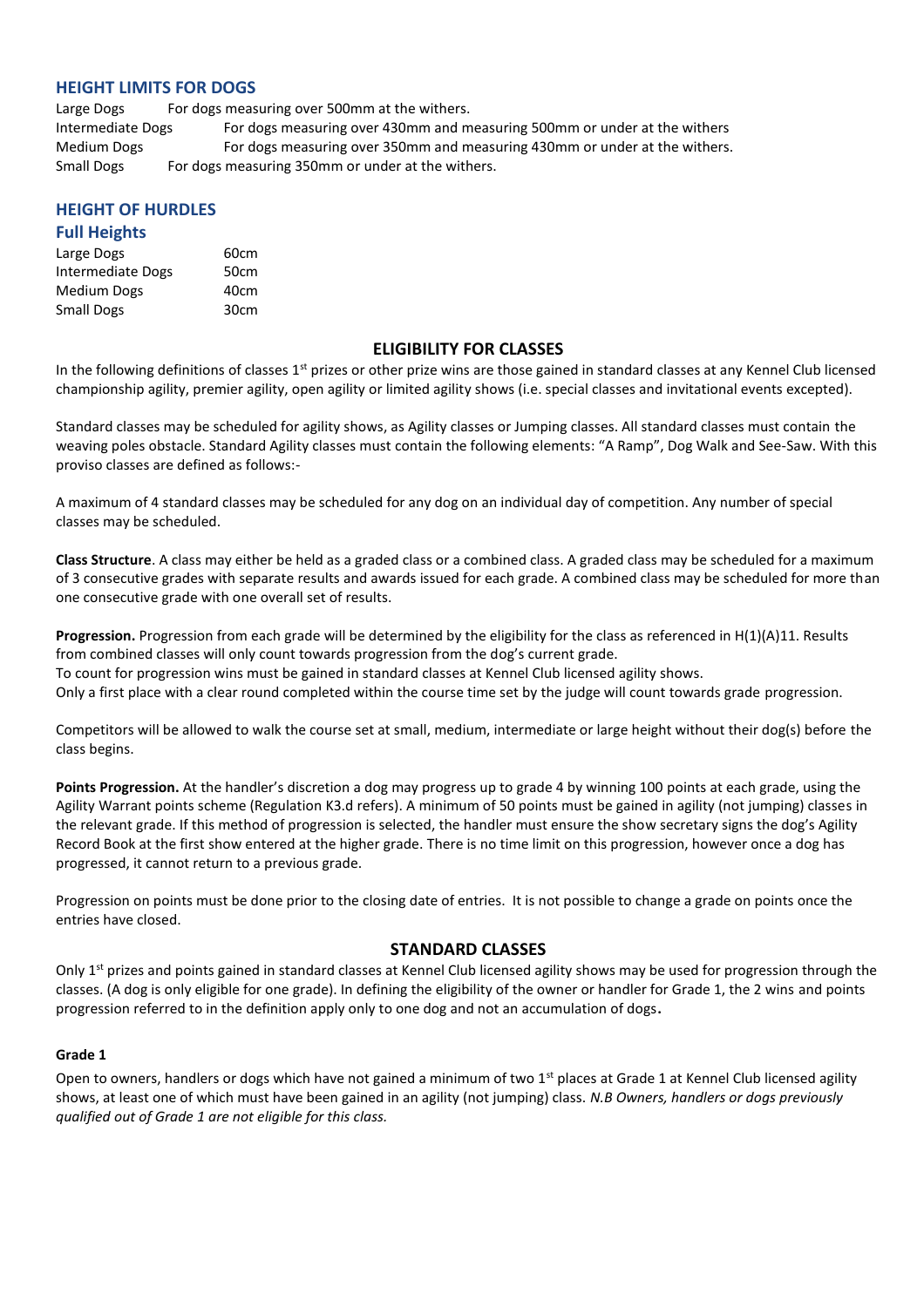## HEIGHT LIMITS FOR DOGS

| | |
|---|---|
| Large Dogs | For dogs measuring over 500mm at the withers. |
| Intermediate Dogs | For dogs measuring over 430mm and measuring 500mm or under at the withers |
| Medium Dogs | For dogs measuring over 350mm and measuring 430mm or under at the withers. |
| Small Dogs | For dogs measuring 350mm or under at the withers. |

## HEIGHT OF HURDLES

### Full Heights

| | |
|---|---|
| Large Dogs | 60cm |
| Intermediate Dogs | 50cm |
| Medium Dogs | 40cm |
| Small Dogs | 30cm |

## ELIGIBILITY FOR CLASSES

In the following definitions of classes 1st prizes or other prize wins are those gained in standard classes at any Kennel Club licensed championship agility, premier agility, open agility or limited agility shows (i.e. special classes and invitational events excepted).

Standard classes may be scheduled for agility shows, as Agility classes or Jumping classes. All standard classes must contain the weaving poles obstacle. Standard Agility classes must contain the following elements: "A Ramp", Dog Walk and See-Saw. With this proviso classes are defined as follows:-

A maximum of 4 standard classes may be scheduled for any dog on an individual day of competition. Any number of special classes may be scheduled.

**Class Structure**. A class may either be held as a graded class or a combined class. A graded class may be scheduled for a maximum of 3 consecutive grades with separate results and awards issued for each grade. A combined class may be scheduled for more than one consecutive grade with one overall set of results.

**Progression.** Progression from each grade will be determined by the eligibility for the class as referenced in H(1)(A)11. Results from combined classes will only count towards progression from the dog's current grade.
To count for progression wins must be gained in standard classes at Kennel Club licensed agility shows.
Only a first place with a clear round completed within the course time set by the judge will count towards grade progression.

Competitors will be allowed to walk the course set at small, medium, intermediate or large height without their dog(s) before the class begins.

**Points Progression.** At the handler's discretion a dog may progress up to grade 4 by winning 100 points at each grade, using the Agility Warrant points scheme (Regulation K3.d refers). A minimum of 50 points must be gained in agility (not jumping) classes in the relevant grade. If this method of progression is selected, the handler must ensure the show secretary signs the dog's Agility Record Book at the first show entered at the higher grade. There is no time limit on this progression, however once a dog has progressed, it cannot return to a previous grade.

Progression on points must be done prior to the closing date of entries. It is not possible to change a grade on points once the entries have closed.

## STANDARD CLASSES

Only 1st prizes and points gained in standard classes at Kennel Club licensed agility shows may be used for progression through the classes. (A dog is only eligible for one grade). In defining the eligibility of the owner or handler for Grade 1, the 2 wins and points progression referred to in the definition apply only to one dog and not an accumulation of dogs**.**

**Grade 1**

Open to owners, handlers or dogs which have not gained a minimum of two 1st places at Grade 1 at Kennel Club licensed agility shows, at least one of which must have been gained in an agility (not jumping) class. *N.B Owners, handlers or dogs previously qualified out of Grade 1 are not eligible for this class.*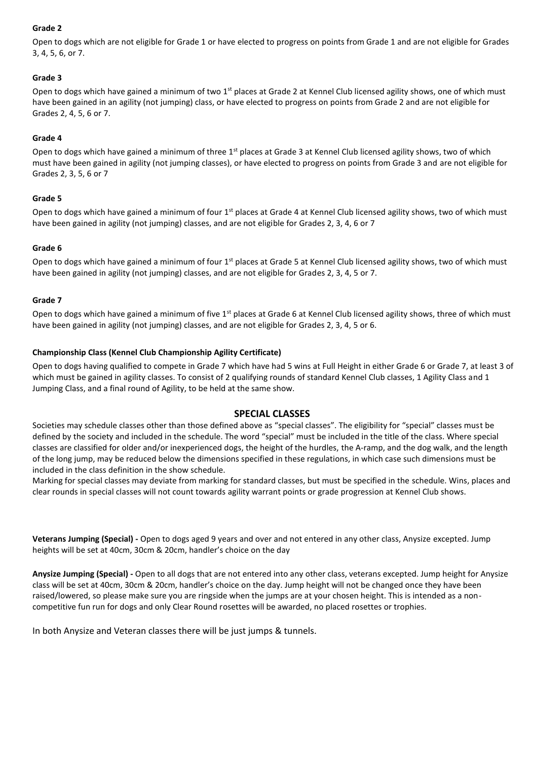**Grade 2**

Open to dogs which are not eligible for Grade 1 or have elected to progress on points from Grade 1 and are not eligible for Grades 3, 4, 5, 6, or 7.

**Grade 3**

Open to dogs which have gained a minimum of two 1st places at Grade 2 at Kennel Club licensed agility shows, one of which must have been gained in an agility (not jumping) class, or have elected to progress on points from Grade 2 and are not eligible for Grades 2, 4, 5, 6 or 7.

**Grade 4**

Open to dogs which have gained a minimum of three 1st places at Grade 3 at Kennel Club licensed agility shows, two of which must have been gained in agility (not jumping classes), or have elected to progress on points from Grade 3 and are not eligible for Grades 2, 3, 5, 6 or 7

**Grade 5**

Open to dogs which have gained a minimum of four 1st places at Grade 4 at Kennel Club licensed agility shows, two of which must have been gained in agility (not jumping) classes, and are not eligible for Grades 2, 3, 4, 6 or 7

**Grade 6**

Open to dogs which have gained a minimum of four 1st places at Grade 5 at Kennel Club licensed agility shows, two of which must have been gained in agility (not jumping) classes, and are not eligible for Grades 2, 3, 4, 5 or 7.

**Grade 7**

Open to dogs which have gained a minimum of five 1st places at Grade 6 at Kennel Club licensed agility shows, three of which must have been gained in agility (not jumping) classes, and are not eligible for Grades 2, 3, 4, 5 or 6.

**Championship Class (Kennel Club Championship Agility Certificate)**

Open to dogs having qualified to compete in Grade 7 which have had 5 wins at Full Height in either Grade 6 or Grade 7, at least 3 of which must be gained in agility classes. To consist of 2 qualifying rounds of standard Kennel Club classes, 1 Agility Class and 1 Jumping Class, and a final round of Agility, to be held at the same show.

## SPECIAL CLASSES

Societies may schedule classes other than those defined above as "special classes". The eligibility for "special" classes must be defined by the society and included in the schedule. The word "special" must be included in the title of the class. Where special classes are classified for older and/or inexperienced dogs, the height of the hurdles, the A-ramp, and the dog walk, and the length of the long jump, may be reduced below the dimensions specified in these regulations, in which case such dimensions must be included in the class definition in the show schedule.

Marking for special classes may deviate from marking for standard classes, but must be specified in the schedule. Wins, places and clear rounds in special classes will not count towards agility warrant points or grade progression at Kennel Club shows.

**Veterans Jumping (Special) -** Open to dogs aged 9 years and over and not entered in any other class, Anysize excepted. Jump heights will be set at 40cm, 30cm & 20cm, handler's choice on the day

**Anysize Jumping (Special) -** Open to all dogs that are not entered into any other class, veterans excepted. Jump height for Anysize class will be set at 40cm, 30cm & 20cm, handler's choice on the day. Jump height will not be changed once they have been raised/lowered, so please make sure you are ringside when the jumps are at your chosen height. This is intended as a non-competitive fun run for dogs and only Clear Round rosettes will be awarded, no placed rosettes or trophies.

In both Anysize and Veteran classes there will be just jumps & tunnels.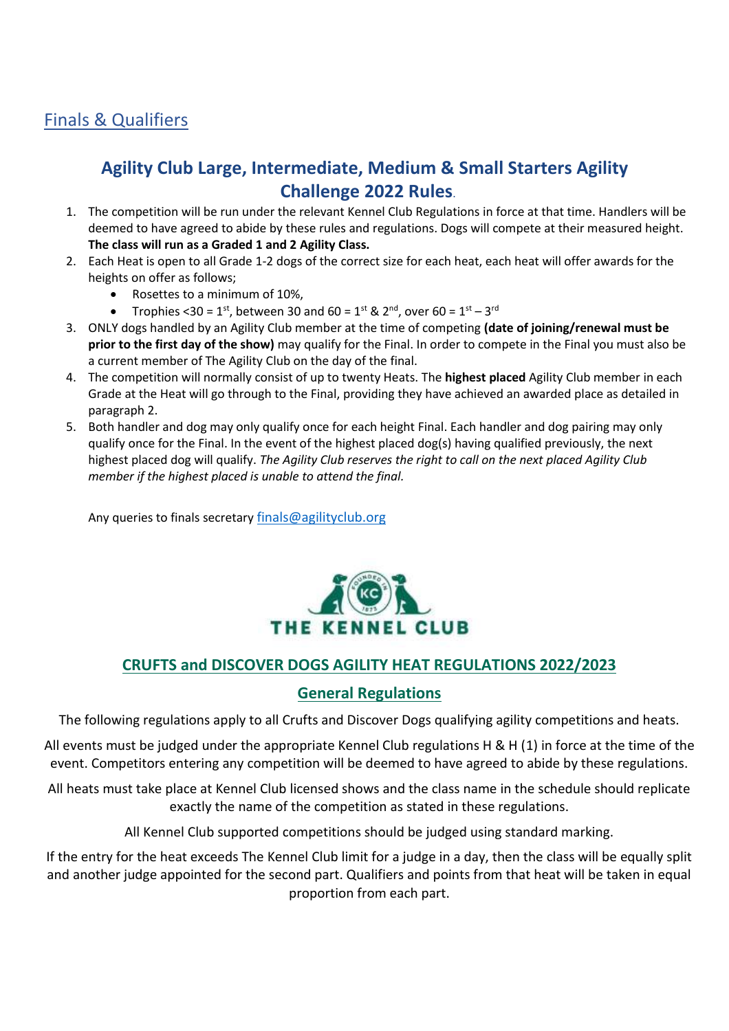## Finals & Qualifiers

### Agility Club Large, Intermediate, Medium & Small Starters Agility Challenge 2022 Rules.

1. The competition will be run under the relevant Kennel Club Regulations in force at that time. Handlers will be deemed to have agreed to abide by these rules and regulations. Dogs will compete at their measured height. **The class will run as a Graded 1 and 2 Agility Class.**
2. Each Heat is open to all Grade 1-2 dogs of the correct size for each heat, each heat will offer awards for the heights on offer as follows;
   - Rosettes to a minimum of 10%,
   - Trophies <30 = 1st, between 30 and 60 = 1st & 2nd, over 60 = 1st – 3rd
3. ONLY dogs handled by an Agility Club member at the time of competing **(date of joining/renewal must be prior to the first day of the show)** may qualify for the Final. In order to compete in the Final you must also be a current member of The Agility Club on the day of the final.
4. The competition will normally consist of up to twenty Heats. The **highest placed** Agility Club member in each Grade at the Heat will go through to the Final, providing they have achieved an awarded place as detailed in paragraph 2.
5. Both handler and dog may only qualify once for each height Final. Each handler and dog pairing may only qualify once for the Final. In the event of the highest placed dog(s) having qualified previously, the next highest placed dog will qualify. *The Agility Club reserves the right to call on the next placed Agility Club member if the highest placed is unable to attend the final.*

Any queries to finals secretary finals@agilityclub.org

THE KENNEL CLUB

## CRUFTS and DISCOVER DOGS AGILITY HEAT REGULATIONS 2022/2023

### General Regulations

The following regulations apply to all Crufts and Discover Dogs qualifying agility competitions and heats.

All events must be judged under the appropriate Kennel Club regulations H & H (1) in force at the time of the event. Competitors entering any competition will be deemed to have agreed to abide by these regulations.

All heats must take place at Kennel Club licensed shows and the class name in the schedule should replicate exactly the name of the competition as stated in these regulations.

All Kennel Club supported competitions should be judged using standard marking.

If the entry for the heat exceeds The Kennel Club limit for a judge in a day, then the class will be equally split and another judge appointed for the second part. Qualifiers and points from that heat will be taken in equal proportion from each part.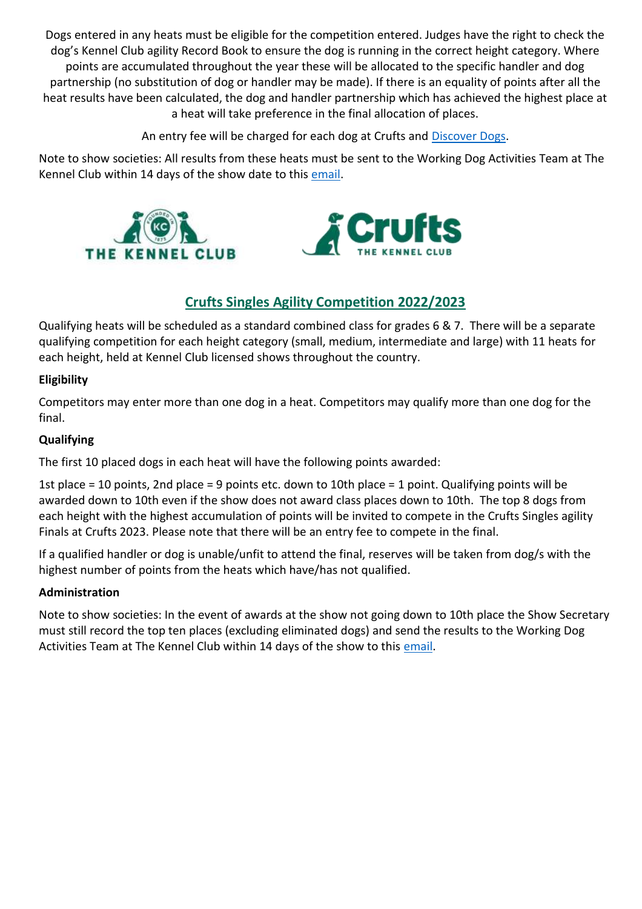Dogs entered in any heats must be eligible for the competition entered. Judges have the right to check the dog's Kennel Club agility Record Book to ensure the dog is running in the correct height category. Where points are accumulated throughout the year these will be allocated to the specific handler and dog partnership (no substitution of dog or handler may be made). If there is an equality of points after all the heat results have been calculated, the dog and handler partnership which has achieved the highest place at a heat will take preference in the final allocation of places.

An entry fee will be charged for each dog at Crufts and Discover Dogs.

Note to show societies: All results from these heats must be sent to the Working Dog Activities Team at The Kennel Club within 14 days of the show date to this email.

## Crufts Singles Agility Competition 2022/2023

Qualifying heats will be scheduled as a standard combined class for grades 6 & 7. There will be a separate qualifying competition for each height category (small, medium, intermediate and large) with 11 heats for each height, held at Kennel Club licensed shows throughout the country.

### Eligibility

Competitors may enter more than one dog in a heat. Competitors may qualify more than one dog for the final.

### Qualifying

The first 10 placed dogs in each heat will have the following points awarded:

1st place = 10 points, 2nd place = 9 points etc. down to 10th place = 1 point. Qualifying points will be awarded down to 10th even if the show does not award class places down to 10th. The top 8 dogs from each height with the highest accumulation of points will be invited to compete in the Crufts Singles agility Finals at Crufts 2023. Please note that there will be an entry fee to compete in the final.

If a qualified handler or dog is unable/unfit to attend the final, reserves will be taken from dog/s with the highest number of points from the heats which have/has not qualified.

### Administration

Note to show societies: In the event of awards at the show not going down to 10th place the Show Secretary must still record the top ten places (excluding eliminated dogs) and send the results to the Working Dog Activities Team at The Kennel Club within 14 days of the show to this email.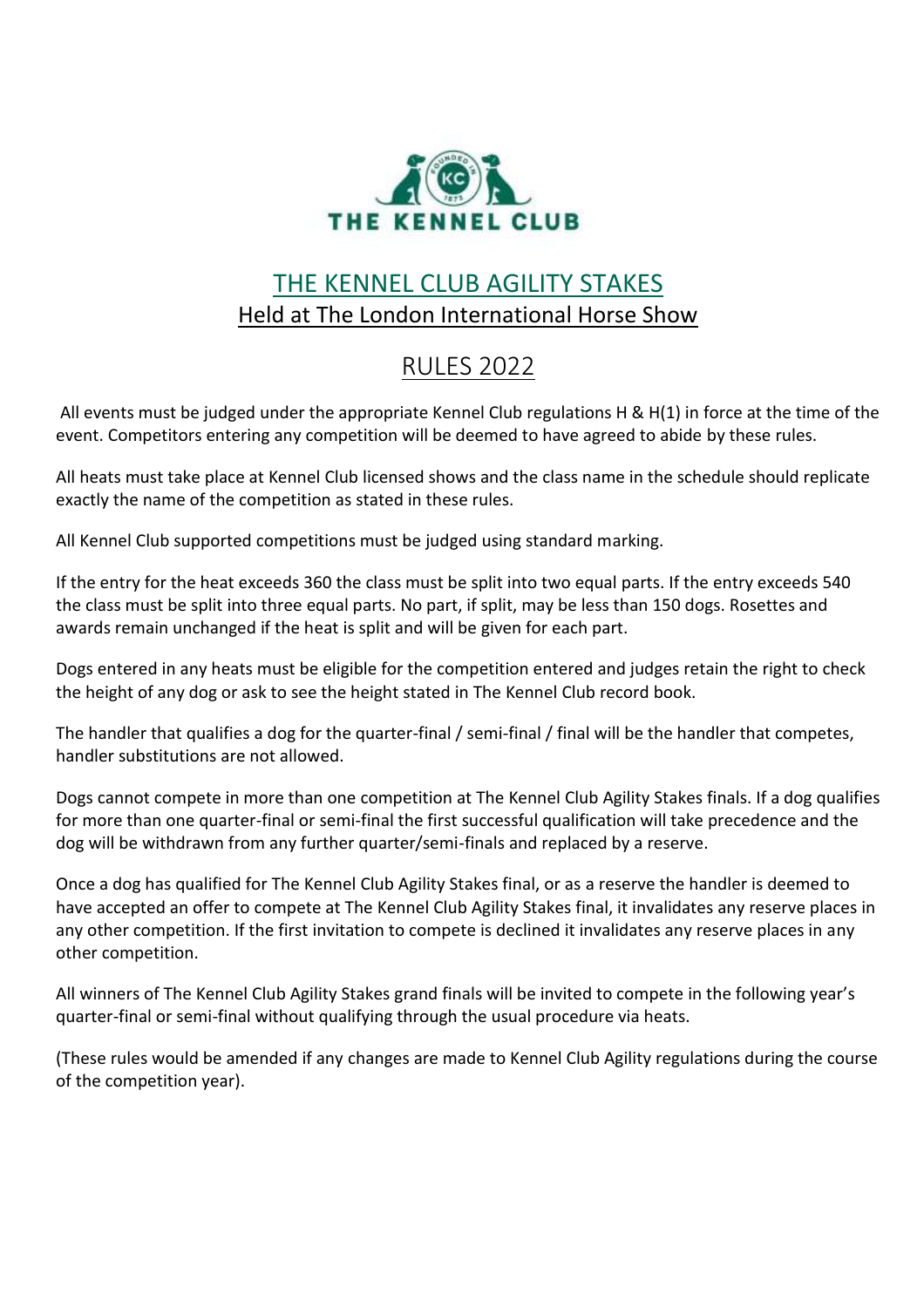THE KENNEL CLUB

# THE KENNEL CLUB AGILITY STAKES

## Held at The London International Horse Show

## RULES 2022

All events must be judged under the appropriate Kennel Club regulations H & H(1) in force at the time of the event. Competitors entering any competition will be deemed to have agreed to abide by these rules.

All heats must take place at Kennel Club licensed shows and the class name in the schedule should replicate exactly the name of the competition as stated in these rules.

All Kennel Club supported competitions must be judged using standard marking.

If the entry for the heat exceeds 360 the class must be split into two equal parts. If the entry exceeds 540 the class must be split into three equal parts. No part, if split, may be less than 150 dogs. Rosettes and awards remain unchanged if the heat is split and will be given for each part.

Dogs entered in any heats must be eligible for the competition entered and judges retain the right to check the height of any dog or ask to see the height stated in The Kennel Club record book.

The handler that qualifies a dog for the quarter-final / semi-final / final will be the handler that competes, handler substitutions are not allowed.

Dogs cannot compete in more than one competition at The Kennel Club Agility Stakes finals. If a dog qualifies for more than one quarter-final or semi-final the first successful qualification will take precedence and the dog will be withdrawn from any further quarter/semi-finals and replaced by a reserve.

Once a dog has qualified for The Kennel Club Agility Stakes final, or as a reserve the handler is deemed to have accepted an offer to compete at The Kennel Club Agility Stakes final, it invalidates any reserve places in any other competition. If the first invitation to compete is declined it invalidates any reserve places in any other competition.

All winners of The Kennel Club Agility Stakes grand finals will be invited to compete in the following year's quarter-final or semi-final without qualifying through the usual procedure via heats.

(These rules would be amended if any changes are made to Kennel Club Agility regulations during the course of the competition year).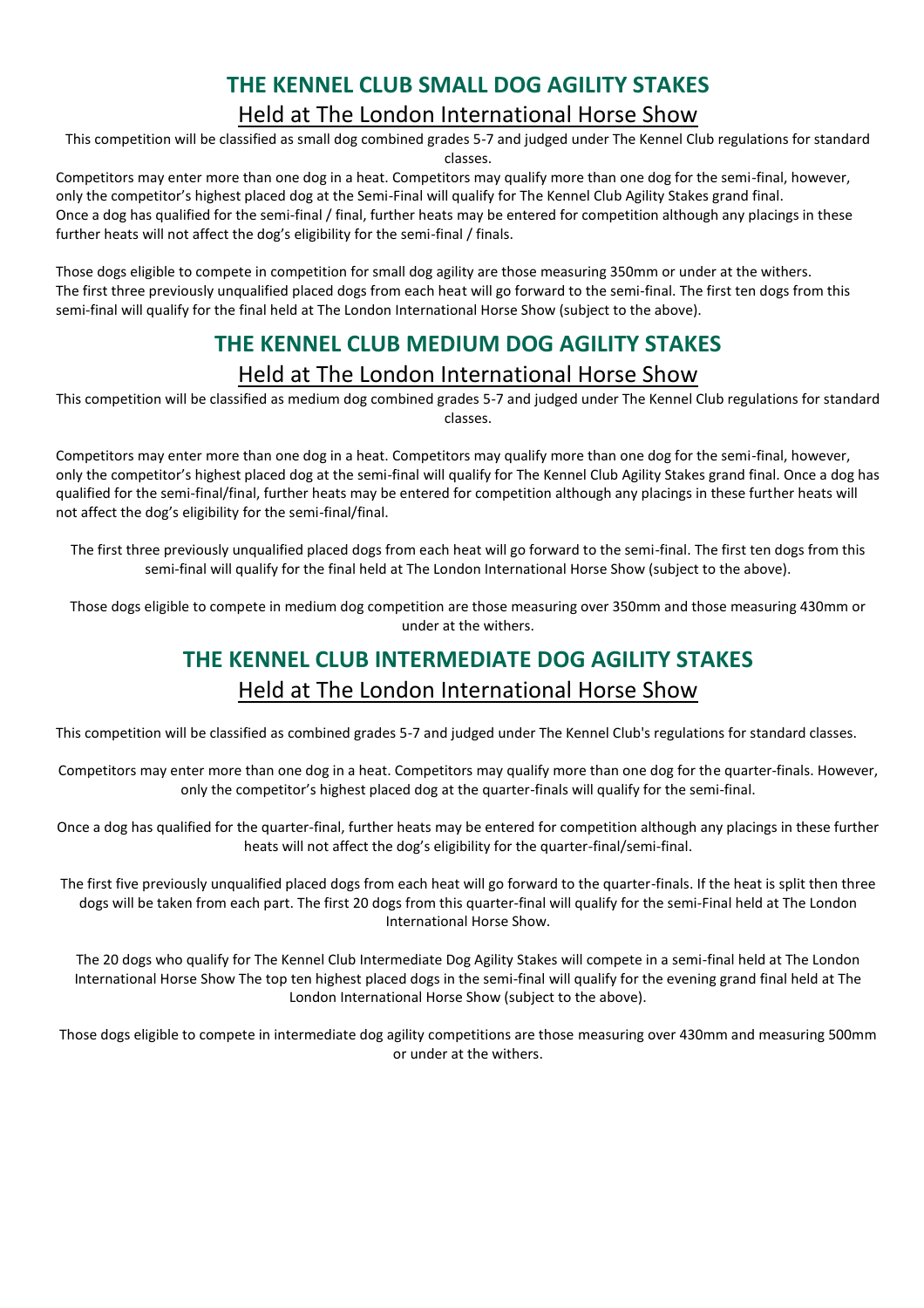## THE KENNEL CLUB SMALL DOG AGILITY STAKES

### Held at The London International Horse Show

This competition will be classified as small dog combined grades 5-7 and judged under The Kennel Club regulations for standard classes.

Competitors may enter more than one dog in a heat. Competitors may qualify more than one dog for the semi-final, however, only the competitor's highest placed dog at the Semi-Final will qualify for The Kennel Club Agility Stakes grand final. Once a dog has qualified for the semi-final / final, further heats may be entered for competition although any placings in these further heats will not affect the dog's eligibility for the semi-final / finals.

Those dogs eligible to compete in competition for small dog agility are those measuring 350mm or under at the withers. The first three previously unqualified placed dogs from each heat will go forward to the semi-final. The first ten dogs from this semi-final will qualify for the final held at The London International Horse Show (subject to the above).

## THE KENNEL CLUB MEDIUM DOG AGILITY STAKES

### Held at The London International Horse Show

This competition will be classified as medium dog combined grades 5-7 and judged under The Kennel Club regulations for standard classes.

Competitors may enter more than one dog in a heat. Competitors may qualify more than one dog for the semi-final, however, only the competitor's highest placed dog at the semi-final will qualify for The Kennel Club Agility Stakes grand final. Once a dog has qualified for the semi-final/final, further heats may be entered for competition although any placings in these further heats will not affect the dog's eligibility for the semi-final/final.

The first three previously unqualified placed dogs from each heat will go forward to the semi-final. The first ten dogs from this semi-final will qualify for the final held at The London International Horse Show (subject to the above).

Those dogs eligible to compete in medium dog competition are those measuring over 350mm and those measuring 430mm or under at the withers.

## THE KENNEL CLUB INTERMEDIATE DOG AGILITY STAKES

### Held at The London International Horse Show

This competition will be classified as combined grades 5-7 and judged under The Kennel Club's regulations for standard classes.

Competitors may enter more than one dog in a heat. Competitors may qualify more than one dog for the quarter-finals. However, only the competitor's highest placed dog at the quarter-finals will qualify for the semi-final.

Once a dog has qualified for the quarter-final, further heats may be entered for competition although any placings in these further heats will not affect the dog's eligibility for the quarter-final/semi-final.

The first five previously unqualified placed dogs from each heat will go forward to the quarter-finals. If the heat is split then three dogs will be taken from each part. The first 20 dogs from this quarter-final will qualify for the semi-Final held at The London International Horse Show.

The 20 dogs who qualify for The Kennel Club Intermediate Dog Agility Stakes will compete in a semi-final held at The London International Horse Show The top ten highest placed dogs in the semi-final will qualify for the evening grand final held at The London International Horse Show (subject to the above).

Those dogs eligible to compete in intermediate dog agility competitions are those measuring over 430mm and measuring 500mm or under at the withers.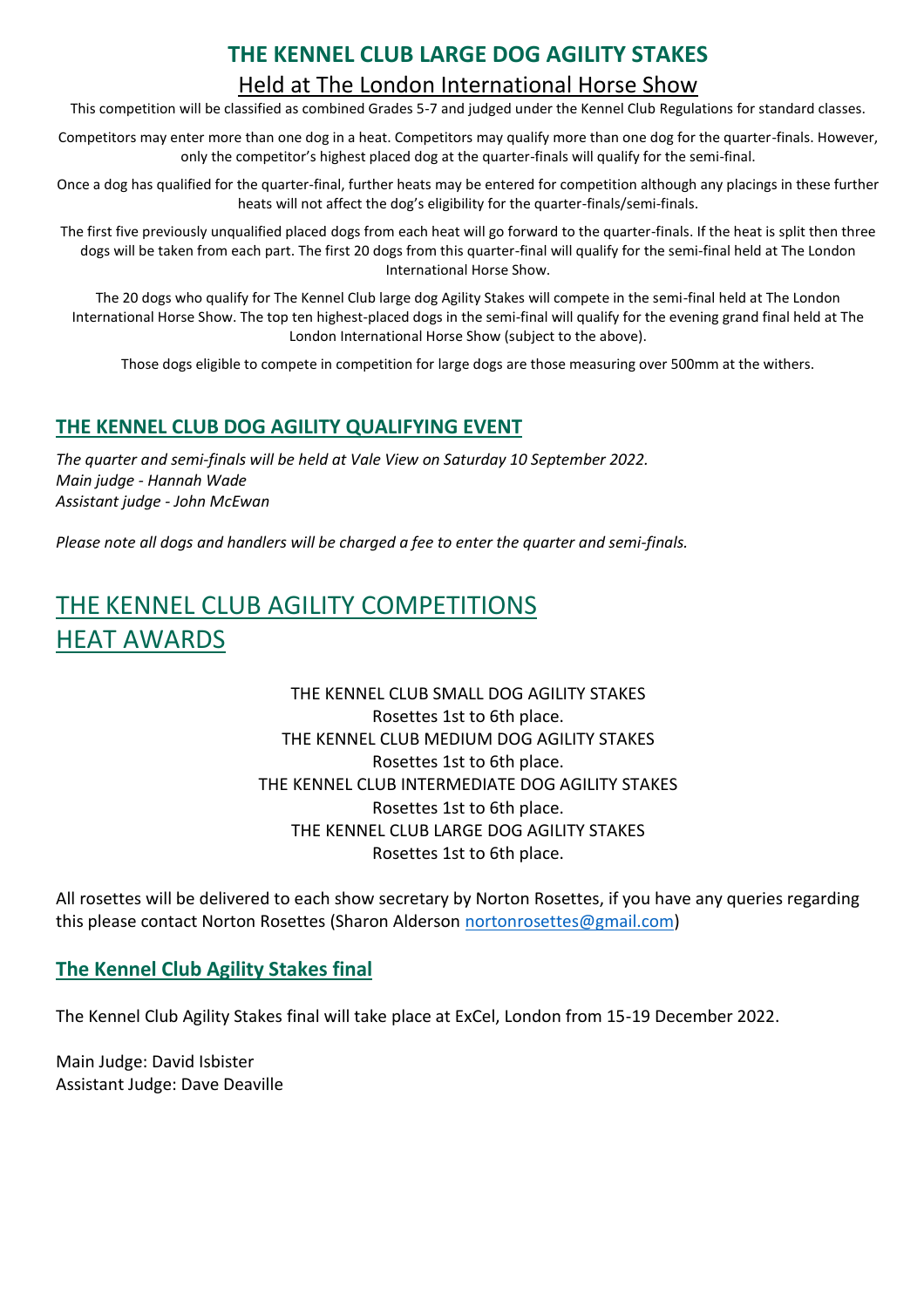# THE KENNEL CLUB LARGE DOG AGILITY STAKES

## Held at The London International Horse Show

This competition will be classified as combined Grades 5-7 and judged under the Kennel Club Regulations for standard classes.

Competitors may enter more than one dog in a heat. Competitors may qualify more than one dog for the quarter-finals. However, only the competitor's highest placed dog at the quarter-finals will qualify for the semi-final.

Once a dog has qualified for the quarter-final, further heats may be entered for competition although any placings in these further heats will not affect the dog's eligibility for the quarter-finals/semi-finals.

The first five previously unqualified placed dogs from each heat will go forward to the quarter-finals. If the heat is split then three dogs will be taken from each part. The first 20 dogs from this quarter-final will qualify for the semi-final held at The London International Horse Show.

The 20 dogs who qualify for The Kennel Club large dog Agility Stakes will compete in the semi-final held at The London International Horse Show. The top ten highest-placed dogs in the semi-final will qualify for the evening grand final held at The London International Horse Show (subject to the above).

Those dogs eligible to compete in competition for large dogs are those measuring over 500mm at the withers.

## THE KENNEL CLUB DOG AGILITY QUALIFYING EVENT

*The quarter and semi-finals will be held at Vale View on Saturday 10 September 2022.*
*Main judge - Hannah Wade*
*Assistant judge - John McEwan*

*Please note all dogs and handlers will be charged a fee to enter the quarter and semi-finals.*

# THE KENNEL CLUB AGILITY COMPETITIONS HEAT AWARDS

THE KENNEL CLUB SMALL DOG AGILITY STAKES
Rosettes 1st to 6th place.
THE KENNEL CLUB MEDIUM DOG AGILITY STAKES
Rosettes 1st to 6th place.
THE KENNEL CLUB INTERMEDIATE DOG AGILITY STAKES
Rosettes 1st to 6th place.
THE KENNEL CLUB LARGE DOG AGILITY STAKES
Rosettes 1st to 6th place.

All rosettes will be delivered to each show secretary by Norton Rosettes, if you have any queries regarding this please contact Norton Rosettes (Sharon Alderson nortonrosettes@gmail.com)

## The Kennel Club Agility Stakes final

The Kennel Club Agility Stakes final will take place at ExCel, London from 15-19 December 2022.

Main Judge: David Isbister
Assistant Judge: Dave Deaville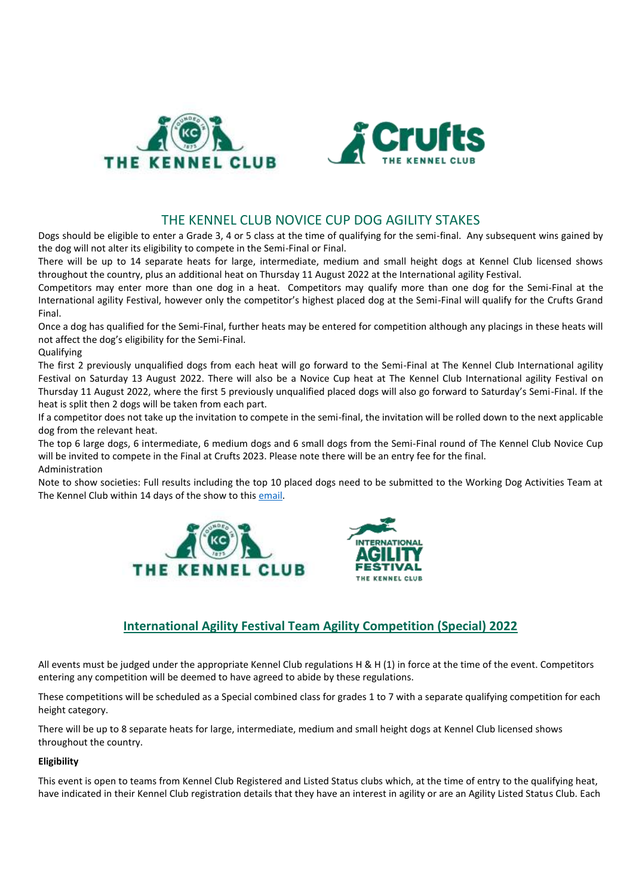## THE KENNEL CLUB NOVICE CUP DOG AGILITY STAKES

Dogs should be eligible to enter a Grade 3, 4 or 5 class at the time of qualifying for the semi-final. Any subsequent wins gained by the dog will not alter its eligibility to compete in the Semi-Final or Final.

There will be up to 14 separate heats for large, intermediate, medium and small height dogs at Kennel Club licensed shows throughout the country, plus an additional heat on Thursday 11 August 2022 at the International agility Festival.

Competitors may enter more than one dog in a heat. Competitors may qualify more than one dog for the Semi-Final at the International agility Festival, however only the competitor's highest placed dog at the Semi-Final will qualify for the Crufts Grand Final.

Once a dog has qualified for the Semi-Final, further heats may be entered for competition although any placings in these heats will not affect the dog's eligibility for the Semi-Final.

Qualifying

The first 2 previously unqualified dogs from each heat will go forward to the Semi-Final at The Kennel Club International agility Festival on Saturday 13 August 2022. There will also be a Novice Cup heat at The Kennel Club International agility Festival on Thursday 11 August 2022, where the first 5 previously unqualified placed dogs will also go forward to Saturday's Semi-Final. If the heat is split then 2 dogs will be taken from each part.

If a competitor does not take up the invitation to compete in the semi-final, the invitation will be rolled down to the next applicable dog from the relevant heat.

The top 6 large dogs, 6 intermediate, 6 medium dogs and 6 small dogs from the Semi-Final round of The Kennel Club Novice Cup will be invited to compete in the Final at Crufts 2023. Please note there will be an entry fee for the final.

Administration

Note to show societies: Full results including the top 10 placed dogs need to be submitted to the Working Dog Activities Team at The Kennel Club within 14 days of the show to this email.

## International Agility Festival Team Agility Competition (Special) 2022

All events must be judged under the appropriate Kennel Club regulations H & H (1) in force at the time of the event. Competitors entering any competition will be deemed to have agreed to abide by these regulations.

These competitions will be scheduled as a Special combined class for grades 1 to 7 with a separate qualifying competition for each height category.

There will be up to 8 separate heats for large, intermediate, medium and small height dogs at Kennel Club licensed shows throughout the country.

**Eligibility**

This event is open to teams from Kennel Club Registered and Listed Status clubs which, at the time of entry to the qualifying heat, have indicated in their Kennel Club registration details that they have an interest in agility or are an Agility Listed Status Club. Each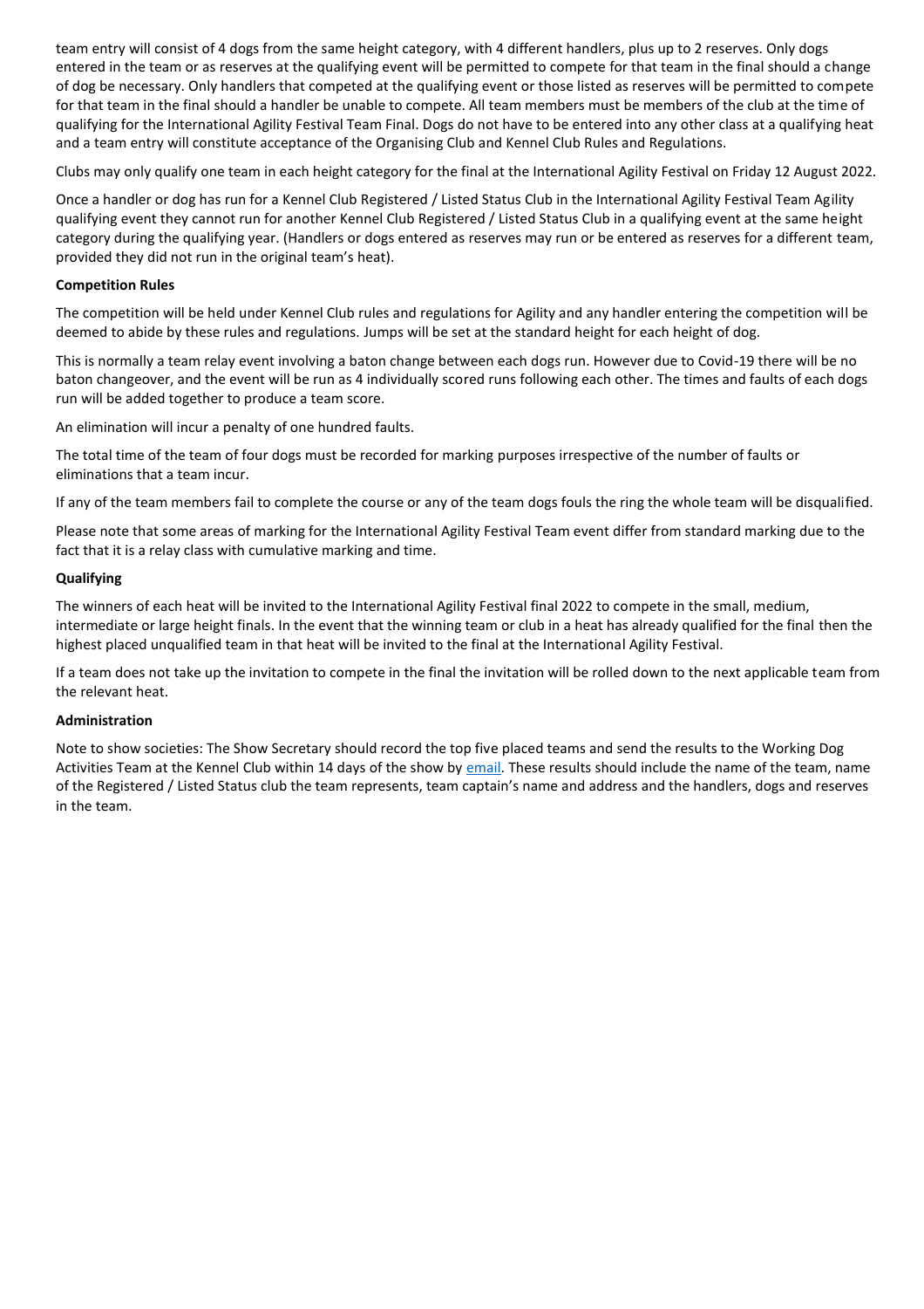team entry will consist of 4 dogs from the same height category, with 4 different handlers, plus up to 2 reserves. Only dogs entered in the team or as reserves at the qualifying event will be permitted to compete for that team in the final should a change of dog be necessary. Only handlers that competed at the qualifying event or those listed as reserves will be permitted to compete for that team in the final should a handler be unable to compete. All team members must be members of the club at the time of qualifying for the International Agility Festival Team Final. Dogs do not have to be entered into any other class at a qualifying heat and a team entry will constitute acceptance of the Organising Club and Kennel Club Rules and Regulations.

Clubs may only qualify one team in each height category for the final at the International Agility Festival on Friday 12 August 2022.

Once a handler or dog has run for a Kennel Club Registered / Listed Status Club in the International Agility Festival Team Agility qualifying event they cannot run for another Kennel Club Registered / Listed Status Club in a qualifying event at the same height category during the qualifying year. (Handlers or dogs entered as reserves may run or be entered as reserves for a different team, provided they did not run in the original team's heat).

**Competition Rules**

The competition will be held under Kennel Club rules and regulations for Agility and any handler entering the competition will be deemed to abide by these rules and regulations. Jumps will be set at the standard height for each height of dog.

This is normally a team relay event involving a baton change between each dogs run. However due to Covid-19 there will be no baton changeover, and the event will be run as 4 individually scored runs following each other. The times and faults of each dogs run will be added together to produce a team score.

An elimination will incur a penalty of one hundred faults.

The total time of the team of four dogs must be recorded for marking purposes irrespective of the number of faults or eliminations that a team incur.

If any of the team members fail to complete the course or any of the team dogs fouls the ring the whole team will be disqualified.

Please note that some areas of marking for the International Agility Festival Team event differ from standard marking due to the fact that it is a relay class with cumulative marking and time.

**Qualifying**

The winners of each heat will be invited to the International Agility Festival final 2022 to compete in the small, medium, intermediate or large height finals. In the event that the winning team or club in a heat has already qualified for the final then the highest placed unqualified team in that heat will be invited to the final at the International Agility Festival.

If a team does not take up the invitation to compete in the final the invitation will be rolled down to the next applicable team from the relevant heat.

**Administration**

Note to show societies: The Show Secretary should record the top five placed teams and send the results to the Working Dog Activities Team at the Kennel Club within 14 days of the show by email. These results should include the name of the team, name of the Registered / Listed Status club the team represents, team captain's name and address and the handlers, dogs and reserves in the team.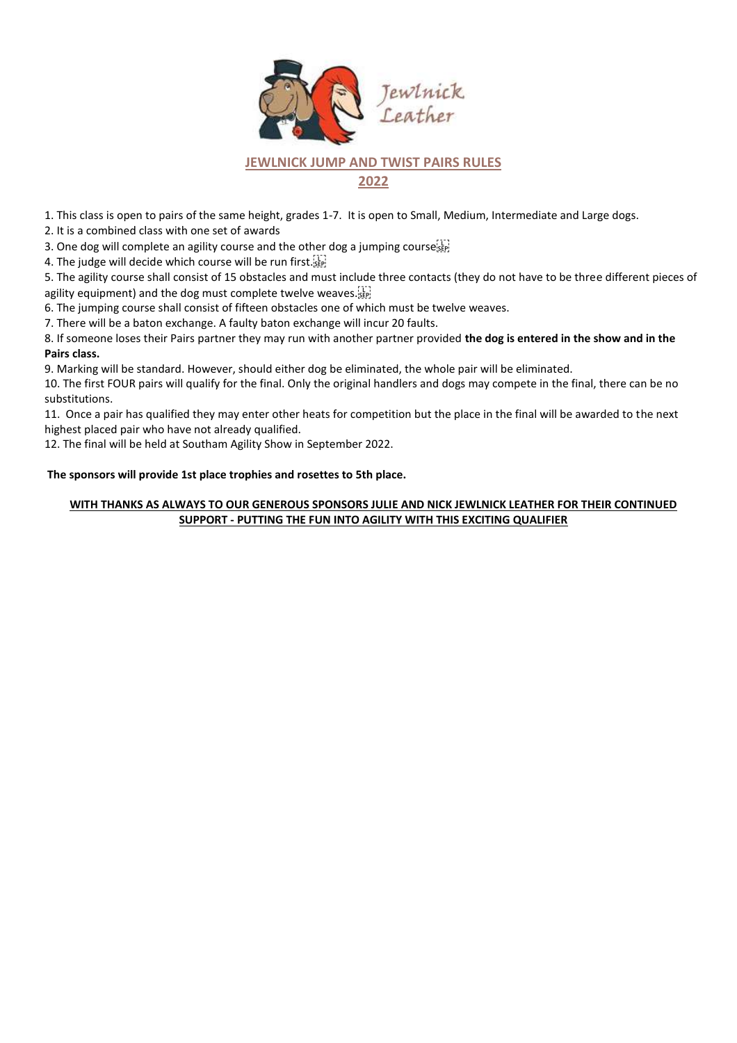## JEWLNICK JUMP AND TWIST PAIRS RULES

## 2022

1. This class is open to pairs of the same height, grades 1-7. It is open to Small, Medium, Intermediate and Large dogs.
2. It is a combined class with one set of awards
3. One dog will complete an agility course and the other dog a jumping course
4. The judge will decide which course will be run first.
5. The agility course shall consist of 15 obstacles and must include three contacts (they do not have to be three different pieces of agility equipment) and the dog must complete twelve weaves.
6. The jumping course shall consist of fifteen obstacles one of which must be twelve weaves.
7. There will be a baton exchange. A faulty baton exchange will incur 20 faults.
8. If someone loses their Pairs partner they may run with another partner provided **the dog is entered in the show and in the Pairs class.**
9. Marking will be standard. However, should either dog be eliminated, the whole pair will be eliminated.
10. The first FOUR pairs will qualify for the final. Only the original handlers and dogs may compete in the final, there can be no substitutions.
11. Once a pair has qualified they may enter other heats for competition but the place in the final will be awarded to the next highest placed pair who have not already qualified.
12. The final will be held at Southam Agility Show in September 2022.

**The sponsors will provide 1st place trophies and rosettes to 5th place.**

**WITH THANKS AS ALWAYS TO OUR GENEROUS SPONSORS JULIE AND NICK JEWLNICK LEATHER FOR THEIR CONTINUED SUPPORT - PUTTING THE FUN INTO AGILITY WITH THIS EXCITING QUALIFIER**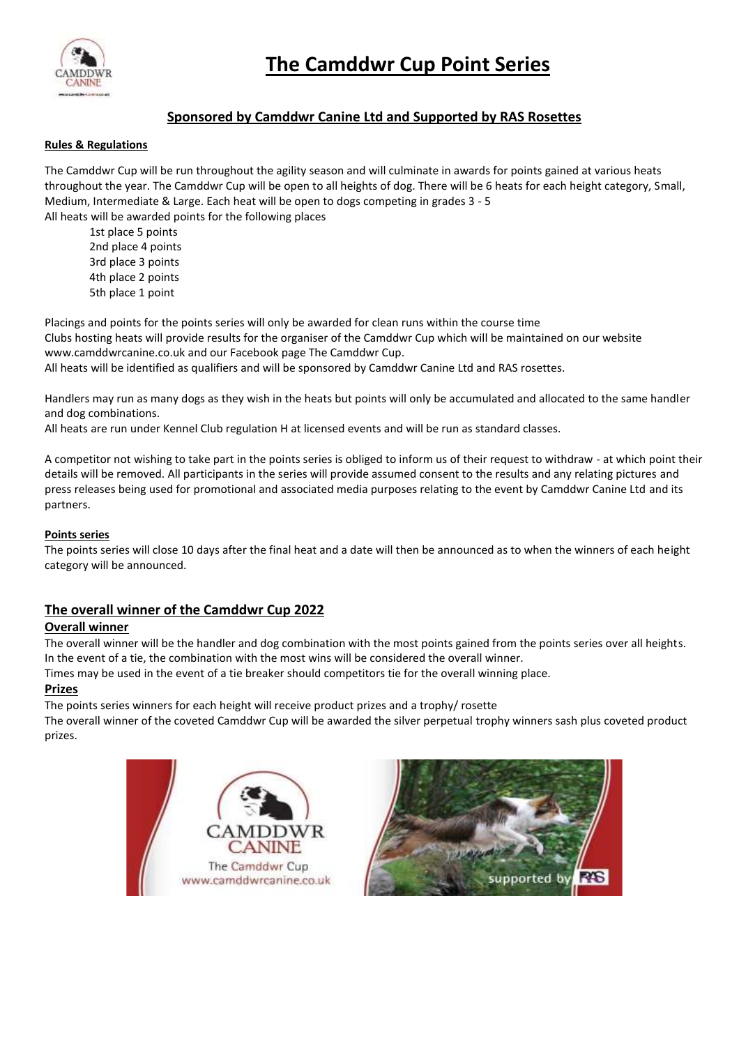# The Camddwr Cup Point Series

## Sponsored by Camddwr Canine Ltd and Supported by RAS Rosettes

**Rules & Regulations**

The Camddwr Cup will be run throughout the agility season and will culminate in awards for points gained at various heats throughout the year. The Camddwr Cup will be open to all heights of dog. There will be 6 heats for each height category, Small, Medium, Intermediate & Large. Each heat will be open to dogs competing in grades 3 - 5

All heats will be awarded points for the following places

- 1st place 5 points
- 2nd place 4 points
- 3rd place 3 points
- 4th place 2 points
- 5th place 1 point

Placings and points for the points series will only be awarded for clean runs within the course time

Clubs hosting heats will provide results for the organiser of the Camddwr Cup which will be maintained on our website www.camddwrcanine.co.uk and our Facebook page The Camddwr Cup.

All heats will be identified as qualifiers and will be sponsored by Camddwr Canine Ltd and RAS rosettes.

Handlers may run as many dogs as they wish in the heats but points will only be accumulated and allocated to the same handler and dog combinations.

All heats are run under Kennel Club regulation H at licensed events and will be run as standard classes.

A competitor not wishing to take part in the points series is obliged to inform us of their request to withdraw - at which point their details will be removed. All participants in the series will provide assumed consent to the results and any relating pictures and press releases being used for promotional and associated media purposes relating to the event by Camddwr Canine Ltd and its partners.

**Points series**

The points series will close 10 days after the final heat and a date will then be announced as to when the winners of each height category will be announced.

## The overall winner of the Camddwr Cup 2022

### Overall winner

The overall winner will be the handler and dog combination with the most points gained from the points series over all heights. In the event of a tie, the combination with the most wins will be considered the overall winner.

Times may be used in the event of a tie breaker should competitors tie for the overall winning place.

### Prizes

The points series winners for each height will receive product prizes and a trophy/ rosette

The overall winner of the coveted Camddwr Cup will be awarded the silver perpetual trophy winners sash plus coveted product prizes.

CAMDDWR CANINE
The Camddwr Cup
www.camddwrcanine.co.uk

supported by RAS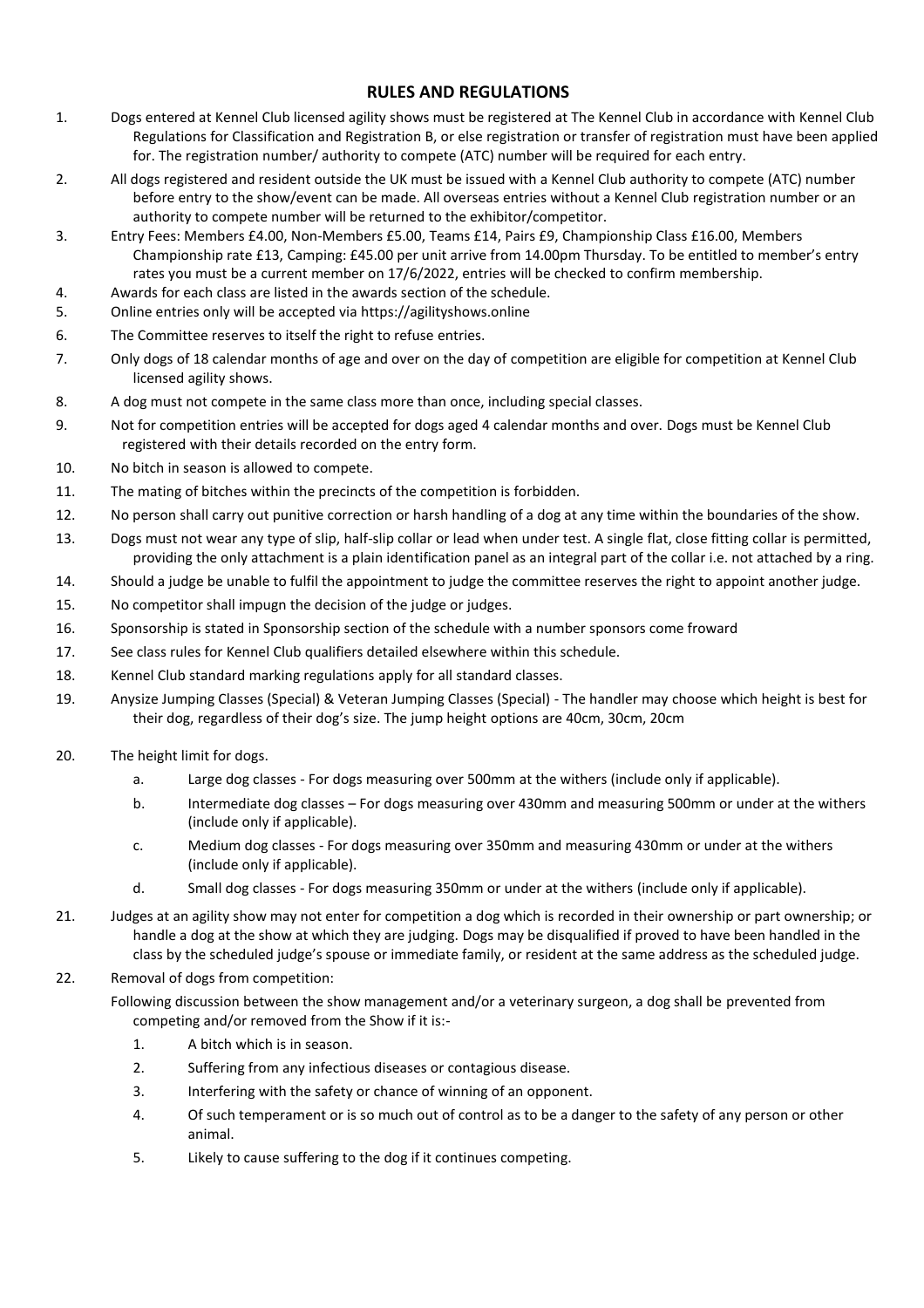## RULES AND REGULATIONS

1. Dogs entered at Kennel Club licensed agility shows must be registered at The Kennel Club in accordance with Kennel Club Regulations for Classification and Registration B, or else registration or transfer of registration must have been applied for. The registration number/ authority to compete (ATC) number will be required for each entry.
2. All dogs registered and resident outside the UK must be issued with a Kennel Club authority to compete (ATC) number before entry to the show/event can be made. All overseas entries without a Kennel Club registration number or an authority to compete number will be returned to the exhibitor/competitor.
3. Entry Fees: Members £4.00, Non-Members £5.00, Teams £14, Pairs £9, Championship Class £16.00, Members Championship rate £13, Camping: £45.00 per unit arrive from 14.00pm Thursday. To be entitled to member's entry rates you must be a current member on 17/6/2022, entries will be checked to confirm membership.
4. Awards for each class are listed in the awards section of the schedule.
5. Online entries only will be accepted via https://agilityshows.online
6. The Committee reserves to itself the right to refuse entries.
7. Only dogs of 18 calendar months of age and over on the day of competition are eligible for competition at Kennel Club licensed agility shows.
8. A dog must not compete in the same class more than once, including special classes.
9. Not for competition entries will be accepted for dogs aged 4 calendar months and over. Dogs must be Kennel Club registered with their details recorded on the entry form.
10. No bitch in season is allowed to compete.
11. The mating of bitches within the precincts of the competition is forbidden.
12. No person shall carry out punitive correction or harsh handling of a dog at any time within the boundaries of the show.
13. Dogs must not wear any type of slip, half-slip collar or lead when under test. A single flat, close fitting collar is permitted, providing the only attachment is a plain identification panel as an integral part of the collar i.e. not attached by a ring.
14. Should a judge be unable to fulfil the appointment to judge the committee reserves the right to appoint another judge.
15. No competitor shall impugn the decision of the judge or judges.
16. Sponsorship is stated in Sponsorship section of the schedule with a number sponsors come froward
17. See class rules for Kennel Club qualifiers detailed elsewhere within this schedule.
18. Kennel Club standard marking regulations apply for all standard classes.
19. Anysize Jumping Classes (Special) & Veteran Jumping Classes (Special) - The handler may choose which height is best for their dog, regardless of their dog's size. The jump height options are 40cm, 30cm, 20cm
20. The height limit for dogs.
    a. Large dog classes - For dogs measuring over 500mm at the withers (include only if applicable).
    b. Intermediate dog classes – For dogs measuring over 430mm and measuring 500mm or under at the withers (include only if applicable).
    c. Medium dog classes - For dogs measuring over 350mm and measuring 430mm or under at the withers (include only if applicable).
    d. Small dog classes - For dogs measuring 350mm or under at the withers (include only if applicable).
21. Judges at an agility show may not enter for competition a dog which is recorded in their ownership or part ownership; or handle a dog at the show at which they are judging. Dogs may be disqualified if proved to have been handled in the class by the scheduled judge's spouse or immediate family, or resident at the same address as the scheduled judge.
22. Removal of dogs from competition:

    Following discussion between the show management and/or a veterinary surgeon, a dog shall be prevented from competing and/or removed from the Show if it is:-

    1. A bitch which is in season.
    2. Suffering from any infectious diseases or contagious disease.
    3. Interfering with the safety or chance of winning of an opponent.
    4. Of such temperament or is so much out of control as to be a danger to the safety of any person or other animal.
    5. Likely to cause suffering to the dog if it continues competing.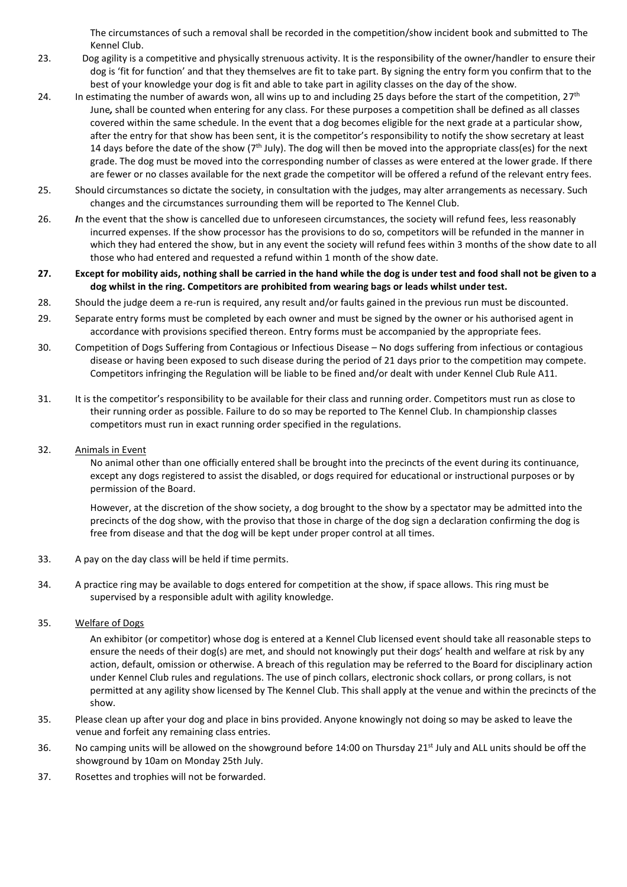The circumstances of such a removal shall be recorded in the competition/show incident book and submitted to The Kennel Club.

23. Dog agility is a competitive and physically strenuous activity. It is the responsibility of the owner/handler to ensure their dog is 'fit for function' and that they themselves are fit to take part. By signing the entry form you confirm that to the best of your knowledge your dog is fit and able to take part in agility classes on the day of the show.

24. In estimating the number of awards won, all wins up to and including 25 days before the start of the competition, 27th June*,* shall be counted when entering for any class. For these purposes a competition shall be defined as all classes covered within the same schedule. In the event that a dog becomes eligible for the next grade at a particular show, after the entry for that show has been sent, it is the competitor's responsibility to notify the show secretary at least 14 days before the date of the show (7th July). The dog will then be moved into the appropriate class(es) for the next grade. The dog must be moved into the corresponding number of classes as were entered at the lower grade. If there are fewer or no classes available for the next grade the competitor will be offered a refund of the relevant entry fees.

25. Should circumstances so dictate the society, in consultation with the judges, may alter arrangements as necessary. Such changes and the circumstances surrounding them will be reported to The Kennel Club.

26. ***I***n the event that the show is cancelled due to unforeseen circumstances, the society will refund fees, less reasonably incurred expenses. If the show processor has the provisions to do so, competitors will be refunded in the manner in which they had entered the show, but in any event the society will refund fees within 3 months of the show date to all those who had entered and requested a refund within 1 month of the show date.

**27. Except for mobility aids, nothing shall be carried in the hand while the dog is under test and food shall not be given to a dog whilst in the ring. Competitors are prohibited from wearing bags or leads whilst under test.**

28. Should the judge deem a re-run is required, any result and/or faults gained in the previous run must be discounted.

29. Separate entry forms must be completed by each owner and must be signed by the owner or his authorised agent in accordance with provisions specified thereon. Entry forms must be accompanied by the appropriate fees.

30. Competition of Dogs Suffering from Contagious or Infectious Disease – No dogs suffering from infectious or contagious disease or having been exposed to such disease during the period of 21 days prior to the competition may compete. Competitors infringing the Regulation will be liable to be fined and/or dealt with under Kennel Club Rule A11.

31. It is the competitor's responsibility to be available for their class and running order. Competitors must run as close to their running order as possible. Failure to do so may be reported to The Kennel Club. In championship classes competitors must run in exact running order specified in the regulations.

32. Animals in Event

No animal other than one officially entered shall be brought into the precincts of the event during its continuance, except any dogs registered to assist the disabled, or dogs required for educational or instructional purposes or by permission of the Board.

However, at the discretion of the show society, a dog brought to the show by a spectator may be admitted into the precincts of the dog show, with the proviso that those in charge of the dog sign a declaration confirming the dog is free from disease and that the dog will be kept under proper control at all times.

33. A pay on the day class will be held if time permits.

34. A practice ring may be available to dogs entered for competition at the show, if space allows. This ring must be supervised by a responsible adult with agility knowledge.

35. Welfare of Dogs

An exhibitor (or competitor) whose dog is entered at a Kennel Club licensed event should take all reasonable steps to ensure the needs of their dog(s) are met, and should not knowingly put their dogs' health and welfare at risk by any action, default, omission or otherwise. A breach of this regulation may be referred to the Board for disciplinary action under Kennel Club rules and regulations. The use of pinch collars, electronic shock collars, or prong collars, is not permitted at any agility show licensed by The Kennel Club. This shall apply at the venue and within the precincts of the show.

35. Please clean up after your dog and place in bins provided. Anyone knowingly not doing so may be asked to leave the venue and forfeit any remaining class entries.

36. No camping units will be allowed on the showground before 14:00 on Thursday 21st July and ALL units should be off the showground by 10am on Monday 25th July.

37. Rosettes and trophies will not be forwarded.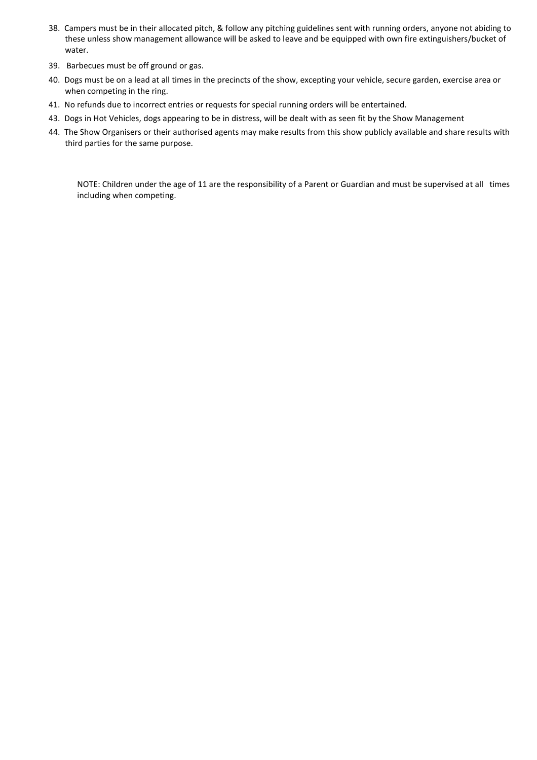38. Campers must be in their allocated pitch, & follow any pitching guidelines sent with running orders, anyone not abiding to these unless show management allowance will be asked to leave and be equipped with own fire extinguishers/bucket of water.
39. Barbecues must be off ground or gas.
40. Dogs must be on a lead at all times in the precincts of the show, excepting your vehicle, secure garden, exercise area or when competing in the ring.
41. No refunds due to incorrect entries or requests for special running orders will be entertained.
43. Dogs in Hot Vehicles, dogs appearing to be in distress, will be dealt with as seen fit by the Show Management
44. The Show Organisers or their authorised agents may make results from this show publicly available and share results with third parties for the same purpose.

NOTE: Children under the age of 11 are the responsibility of a Parent or Guardian and must be supervised at all times including when competing.